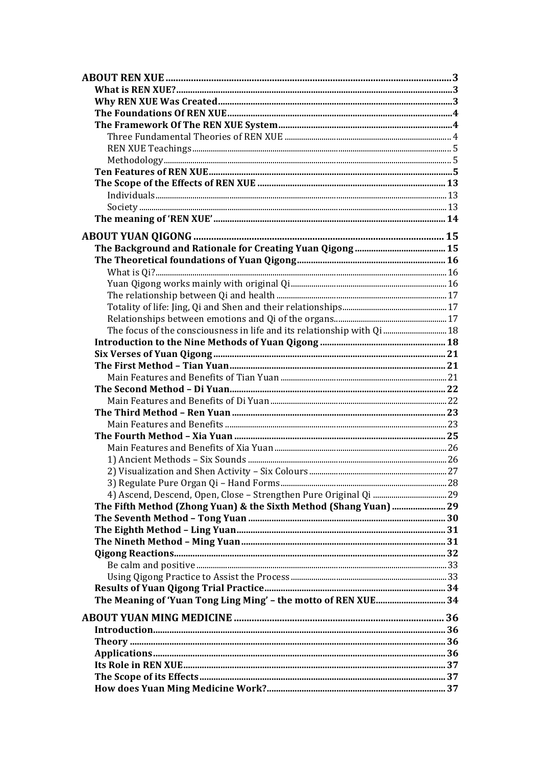- **ABOUT REN XUE** .......... 3
  - **What is REN XUE?** .......... 3
  - **Why REN XUE Was Created** .......... 3
  - **The Foundations Of REN XUE** .......... 4
  - **The Framework Of The REN XUE System** .......... 4
    - Three Fundamental Theories of REN XUE .......... 4
    - REN XUE Teachings .......... 5
    - Methodology .......... 5
  - **Ten Features of REN XUE** .......... 5
  - **The Scope of the Effects of REN XUE** .......... 13
    - Individuals .......... 13
    - Society .......... 13
  - **The meaning of 'REN XUE'** .......... 14
- **ABOUT YUAN QIGONG** .......... 15
  - **The Background and Rationale for Creating Yuan Qigong** .......... 15
  - **The Theoretical foundations of Yuan Qigong** .......... 16
    - What is Qi? .......... 16
    - Yuan Qigong works mainly with original Qi .......... 16
    - The relationship between Qi and health .......... 17
    - Totality of life: Jing, Qi and Shen and their relationships .......... 17
    - Relationships between emotions and Qi of the organs .......... 17
    - The focus of the consciousness in life and its relationship with Qi .......... 18
  - **Introduction to the Nine Methods of Yuan Qigong** .......... 18
  - **Six Verses of Yuan Qigong** .......... 21
  - **The First Method – Tian Yuan** .......... 21
    - Main Features and Benefits of Tian Yuan .......... 21
  - **The Second Method – Di Yuan** .......... 22
    - Main Features and Benefits of Di Yuan .......... 22
  - **The Third Method – Ren Yuan** .......... 23
    - Main Features and Benefits .......... 23
  - **The Fourth Method – Xia Yuan** .......... 25
    - Main Features and Benefits of Xia Yuan .......... 26
    - 1) Ancient Methods – Six Sounds .......... 26
    - 2) Visualization and Shen Activity – Six Colours .......... 27
    - 3) Regulate Pure Organ Qi – Hand Forms .......... 28
    - 4) Ascend, Descend, Open, Close – Strengthen Pure Original Qi .......... 29
  - **The Fifth Method (Zhong Yuan) & the Sixth Method (Shang Yuan)** .......... 29
  - **The Seventh Method – Tong Yuan** .......... 30
  - **The Eighth Method – Ling Yuan** .......... 31
  - **The Nineth Method – Ming Yuan** .......... 31
  - **Qigong Reactions** .......... 32
    - Be calm and positive .......... 33
    - Using Qigong Practice to Assist the Process .......... 33
  - **Results of Yuan Qigong Trial Practice** .......... 34
  - **The Meaning of 'Yuan Tong Ling Ming' – the motto of REN XUE** .......... 34
- **ABOUT YUAN MING MEDICINE** .......... 36
  - **Introduction** .......... 36
  - **Theory** .......... 36
  - **Applications** .......... 36
  - **Its Role in REN XUE** .......... 37
  - **The Scope of its Effects** .......... 37
  - **How does Yuan Ming Medicine Work?** .......... 37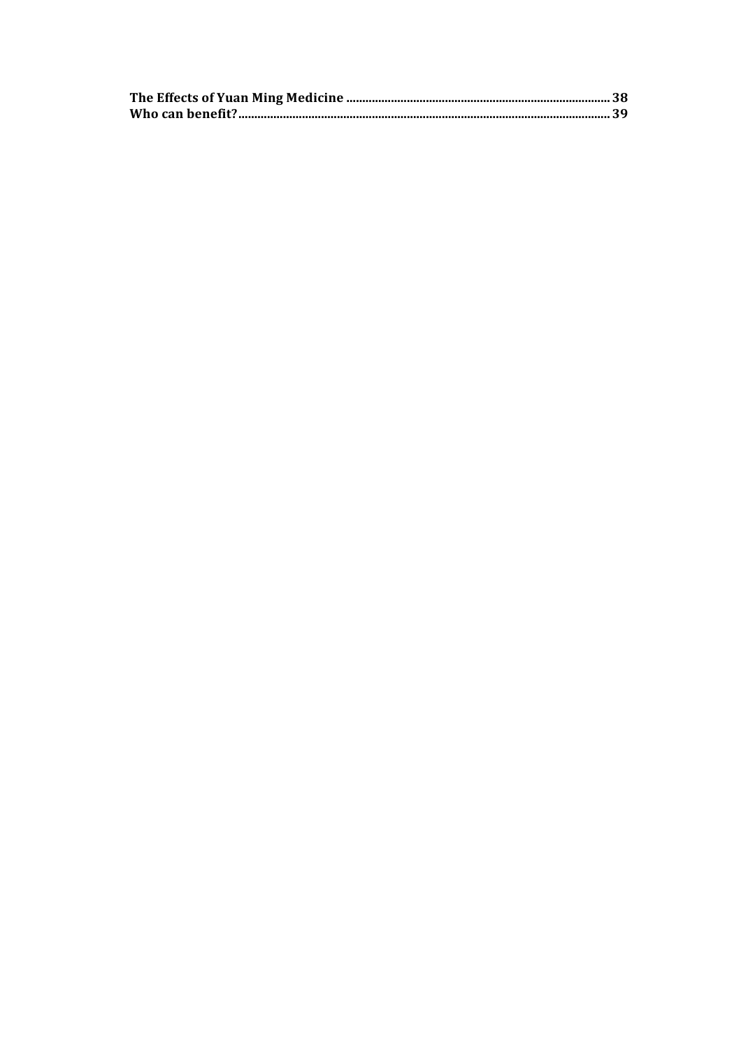**The Effects of Yuan Ming Medicine** ........................................................................................ **38**
**Who can benefit?**.............................................................................................................................. **39**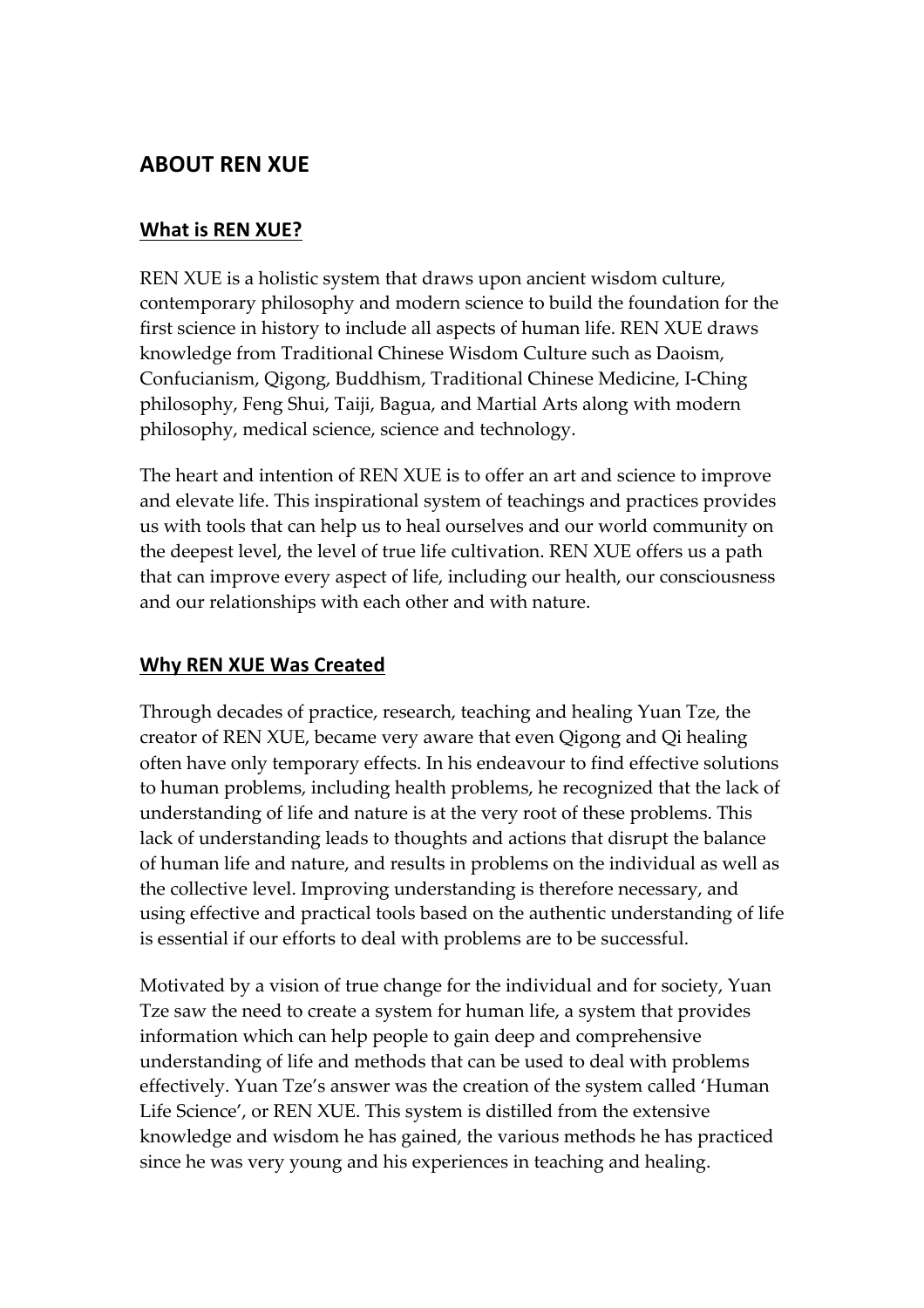# ABOUT REN XUE

## What is REN XUE?

REN XUE is a holistic system that draws upon ancient wisdom culture, contemporary philosophy and modern science to build the foundation for the first science in history to include all aspects of human life. REN XUE draws knowledge from Traditional Chinese Wisdom Culture such as Daoism, Confucianism, Qigong, Buddhism, Traditional Chinese Medicine, I-Ching philosophy, Feng Shui, Taiji, Bagua, and Martial Arts along with modern philosophy, medical science, science and technology.

The heart and intention of REN XUE is to offer an art and science to improve and elevate life. This inspirational system of teachings and practices provides us with tools that can help us to heal ourselves and our world community on the deepest level, the level of true life cultivation. REN XUE offers us a path that can improve every aspect of life, including our health, our consciousness and our relationships with each other and with nature.

## Why REN XUE Was Created

Through decades of practice, research, teaching and healing Yuan Tze, the creator of REN XUE, became very aware that even Qigong and Qi healing often have only temporary effects. In his endeavour to find effective solutions to human problems, including health problems, he recognized that the lack of understanding of life and nature is at the very root of these problems. This lack of understanding leads to thoughts and actions that disrupt the balance of human life and nature, and results in problems on the individual as well as the collective level. Improving understanding is therefore necessary, and using effective and practical tools based on the authentic understanding of life is essential if our efforts to deal with problems are to be successful.

Motivated by a vision of true change for the individual and for society, Yuan Tze saw the need to create a system for human life, a system that provides information which can help people to gain deep and comprehensive understanding of life and methods that can be used to deal with problems effectively. Yuan Tze's answer was the creation of the system called 'Human Life Science', or REN XUE. This system is distilled from the extensive knowledge and wisdom he has gained, the various methods he has practiced since he was very young and his experiences in teaching and healing.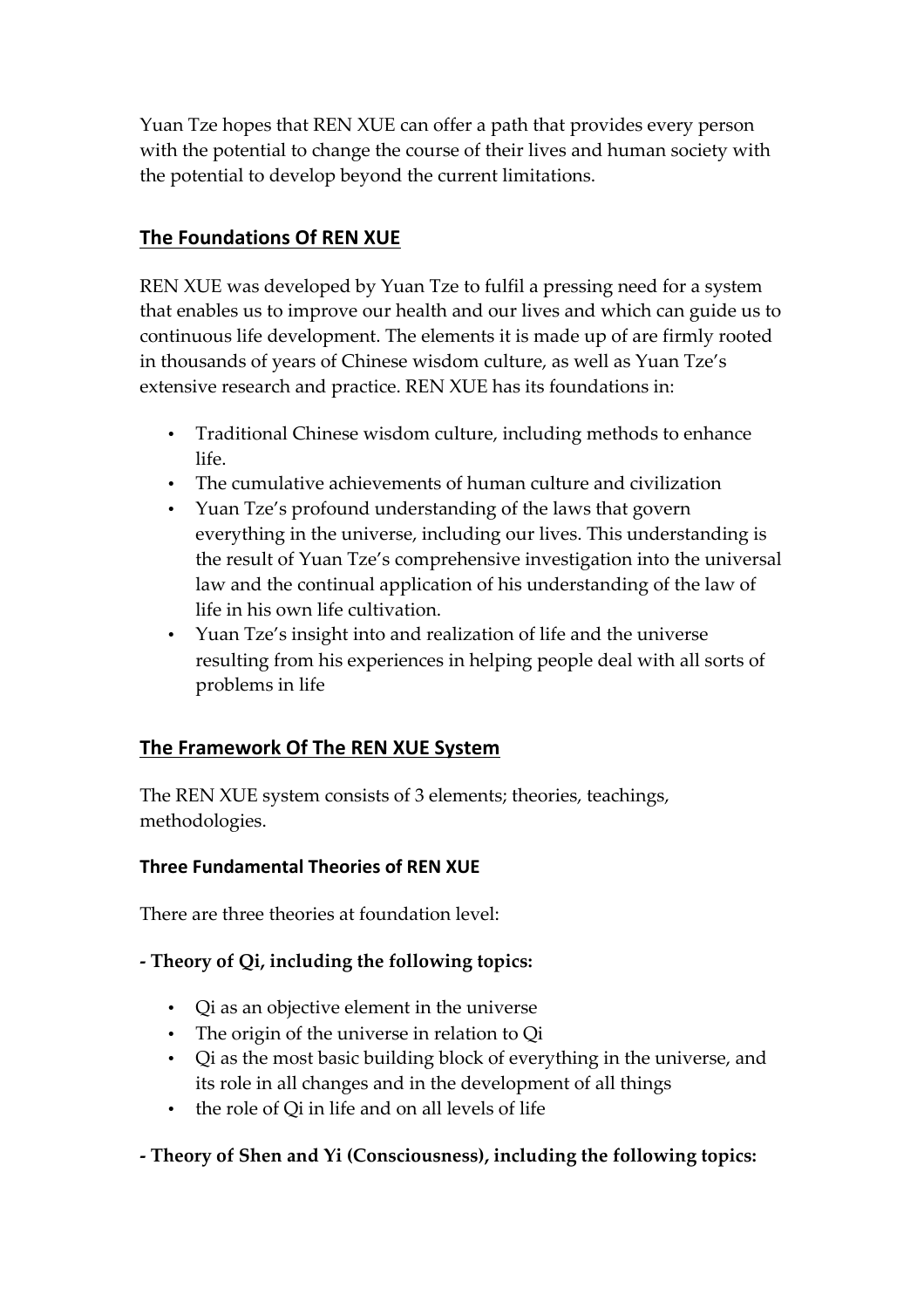Yuan Tze hopes that REN XUE can offer a path that provides every person with the potential to change the course of their lives and human society with the potential to develop beyond the current limitations.

## The Foundations Of REN XUE

REN XUE was developed by Yuan Tze to fulfil a pressing need for a system that enables us to improve our health and our lives and which can guide us to continuous life development. The elements it is made up of are firmly rooted in thousands of years of Chinese wisdom culture, as well as Yuan Tze's extensive research and practice. REN XUE has its foundations in:

- Traditional Chinese wisdom culture, including methods to enhance life.
- The cumulative achievements of human culture and civilization
- Yuan Tze's profound understanding of the laws that govern everything in the universe, including our lives. This understanding is the result of Yuan Tze's comprehensive investigation into the universal law and the continual application of his understanding of the law of life in his own life cultivation.
- Yuan Tze's insight into and realization of life and the universe resulting from his experiences in helping people deal with all sorts of problems in life

## The Framework Of The REN XUE System

The REN XUE system consists of 3 elements; theories, teachings, methodologies.

### Three Fundamental Theories of REN XUE

There are three theories at foundation level:

**- Theory of Qi, including the following topics:**

- Qi as an objective element in the universe
- The origin of the universe in relation to Qi
- Qi as the most basic building block of everything in the universe, and its role in all changes and in the development of all things
- the role of Qi in life and on all levels of life

**- Theory of Shen and Yi (Consciousness), including the following topics:**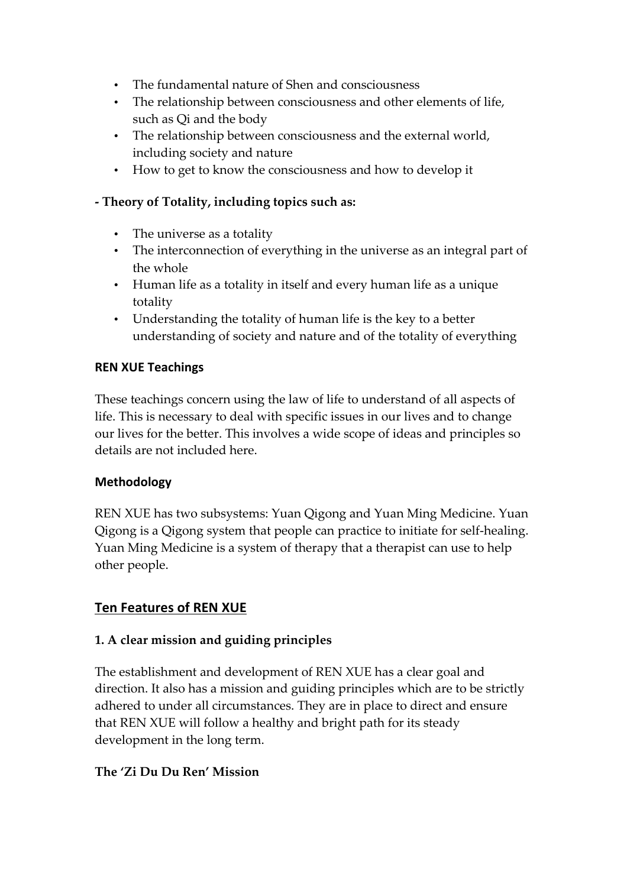- The fundamental nature of Shen and consciousness
- The relationship between consciousness and other elements of life, such as Qi and the body
- The relationship between consciousness and the external world, including society and nature
- How to get to know the consciousness and how to develop it

**- Theory of Totality, including topics such as:**

- The universe as a totality
- The interconnection of everything in the universe as an integral part of the whole
- Human life as a totality in itself and every human life as a unique totality
- Understanding the totality of human life is the key to a better understanding of society and nature and of the totality of everything

### REN XUE Teachings

These teachings concern using the law of life to understand of all aspects of life. This is necessary to deal with specific issues in our lives and to change our lives for the better. This involves a wide scope of ideas and principles so details are not included here.

### Methodology

REN XUE has two subsystems: Yuan Qigong and Yuan Ming Medicine. Yuan Qigong is a Qigong system that people can practice to initiate for self-healing. Yuan Ming Medicine is a system of therapy that a therapist can use to help other people.

## Ten Features of REN XUE

### 1. A clear mission and guiding principles

The establishment and development of REN XUE has a clear goal and direction. It also has a mission and guiding principles which are to be strictly adhered to under all circumstances. They are in place to direct and ensure that REN XUE will follow a healthy and bright path for its steady development in the long term.

**The 'Zi Du Du Ren' Mission**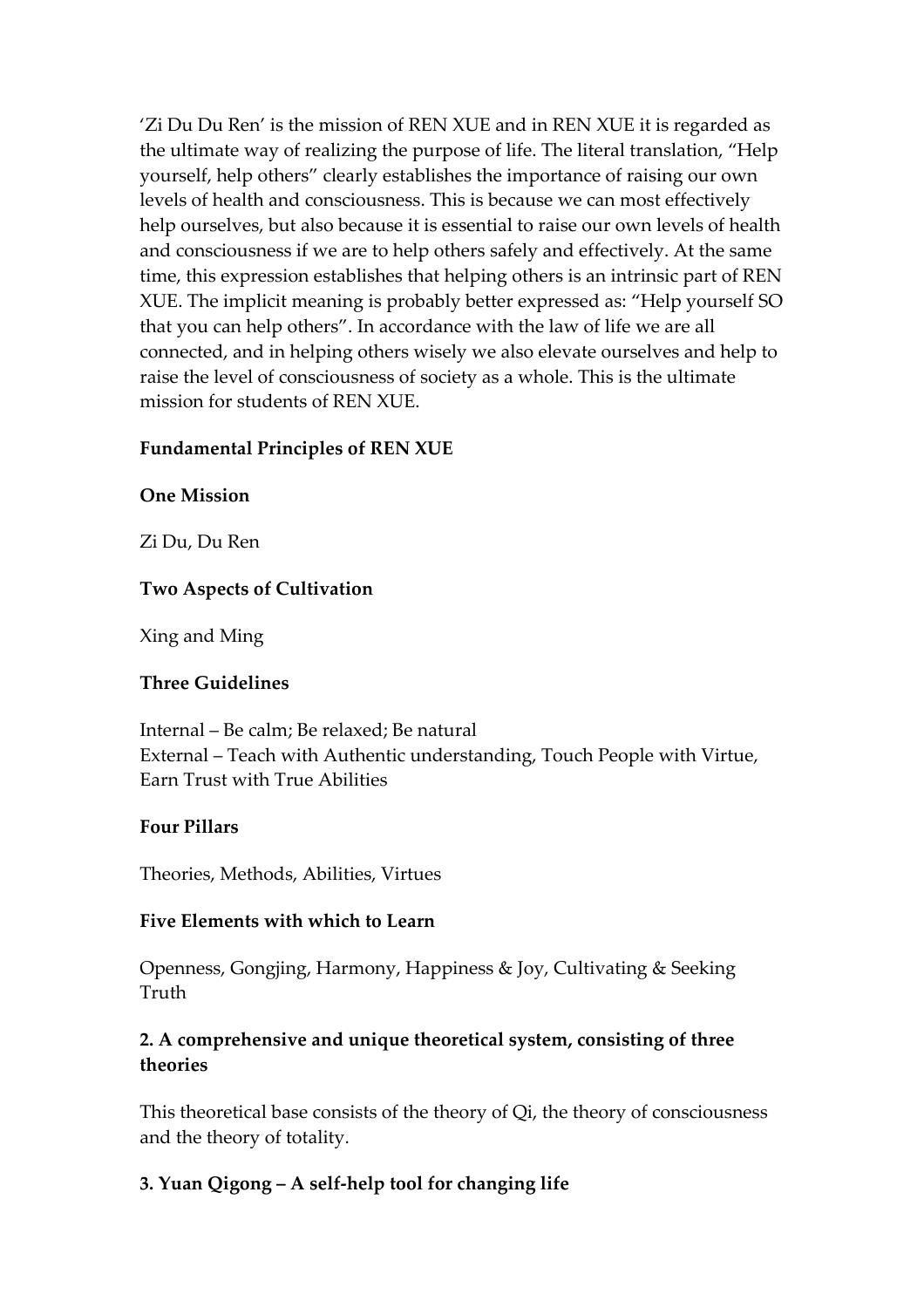'Zi Du Du Ren' is the mission of REN XUE and in REN XUE it is regarded as the ultimate way of realizing the purpose of life. The literal translation, "Help yourself, help others" clearly establishes the importance of raising our own levels of health and consciousness. This is because we can most effectively help ourselves, but also because it is essential to raise our own levels of health and consciousness if we are to help others safely and effectively. At the same time, this expression establishes that helping others is an intrinsic part of REN XUE. The implicit meaning is probably better expressed as: "Help yourself SO that you can help others". In accordance with the law of life we are all connected, and in helping others wisely we also elevate ourselves and help to raise the level of consciousness of society as a whole. This is the ultimate mission for students of REN XUE.

**Fundamental Principles of REN XUE**

**One Mission**

Zi Du, Du Ren

**Two Aspects of Cultivation**

Xing and Ming

**Three Guidelines**

Internal – Be calm; Be relaxed; Be natural
External – Teach with Authentic understanding, Touch People with Virtue, Earn Trust with True Abilities

**Four Pillars**

Theories, Methods, Abilities, Virtues

**Five Elements with which to Learn**

Openness, Gongjing, Harmony, Happiness & Joy, Cultivating & Seeking Truth

### 2. A comprehensive and unique theoretical system, consisting of three theories

This theoretical base consists of the theory of Qi, the theory of consciousness and the theory of totality.

### 3. Yuan Qigong – A self-help tool for changing life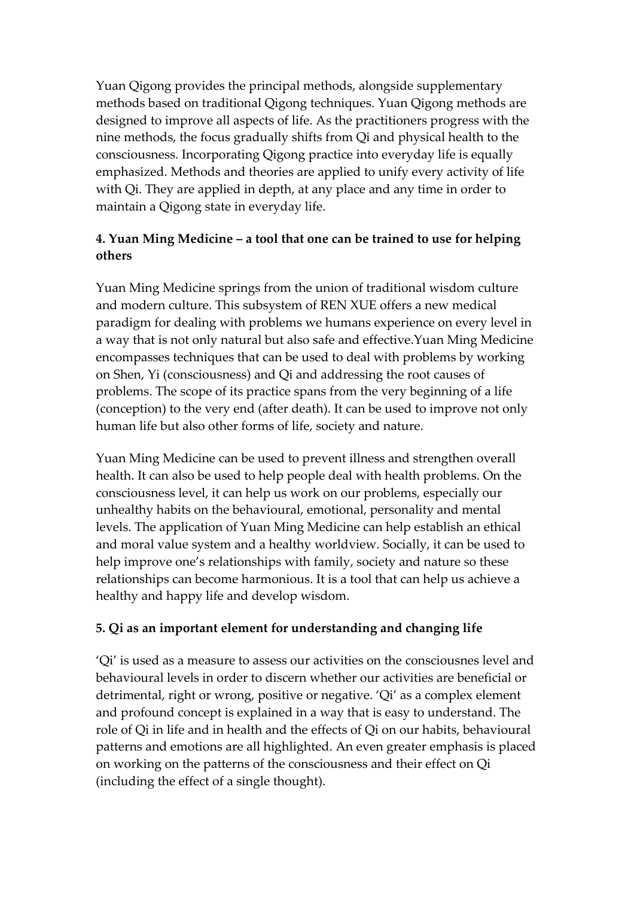Yuan Qigong provides the principal methods, alongside supplementary methods based on traditional Qigong techniques. Yuan Qigong methods are designed to improve all aspects of life. As the practitioners progress with the nine methods, the focus gradually shifts from Qi and physical health to the consciousness. Incorporating Qigong practice into everyday life is equally emphasized. Methods and theories are applied to unify every activity of life with Qi. They are applied in depth, at any place and any time in order to maintain a Qigong state in everyday life.

### 4. Yuan Ming Medicine – a tool that one can be trained to use for helping others

Yuan Ming Medicine springs from the union of traditional wisdom culture and modern culture. This subsystem of REN XUE offers a new medical paradigm for dealing with problems we humans experience on every level in a way that is not only natural but also safe and effective.Yuan Ming Medicine encompasses techniques that can be used to deal with problems by working on Shen, Yi (consciousness) and Qi and addressing the root causes of problems. The scope of its practice spans from the very beginning of a life (conception) to the very end (after death). It can be used to improve not only human life but also other forms of life, society and nature.

Yuan Ming Medicine can be used to prevent illness and strengthen overall health. It can also be used to help people deal with health problems. On the consciousness level, it can help us work on our problems, especially our unhealthy habits on the behavioural, emotional, personality and mental levels. The application of Yuan Ming Medicine can help establish an ethical and moral value system and a healthy worldview. Socially, it can be used to help improve one's relationships with family, society and nature so these relationships can become harmonious. It is a tool that can help us achieve a healthy and happy life and develop wisdom.

### 5. Qi as an important element for understanding and changing life

'Qi' is used as a measure to assess our activities on the consciousnes level and behavioural levels in order to discern whether our activities are beneficial or detrimental, right or wrong, positive or negative. 'Qi' as a complex element and profound concept is explained in a way that is easy to understand. The role of Qi in life and in health and the effects of Qi on our habits, behavioural patterns and emotions are all highlighted. An even greater emphasis is placed on working on the patterns of the consciousness and their effect on Qi (including the effect of a single thought).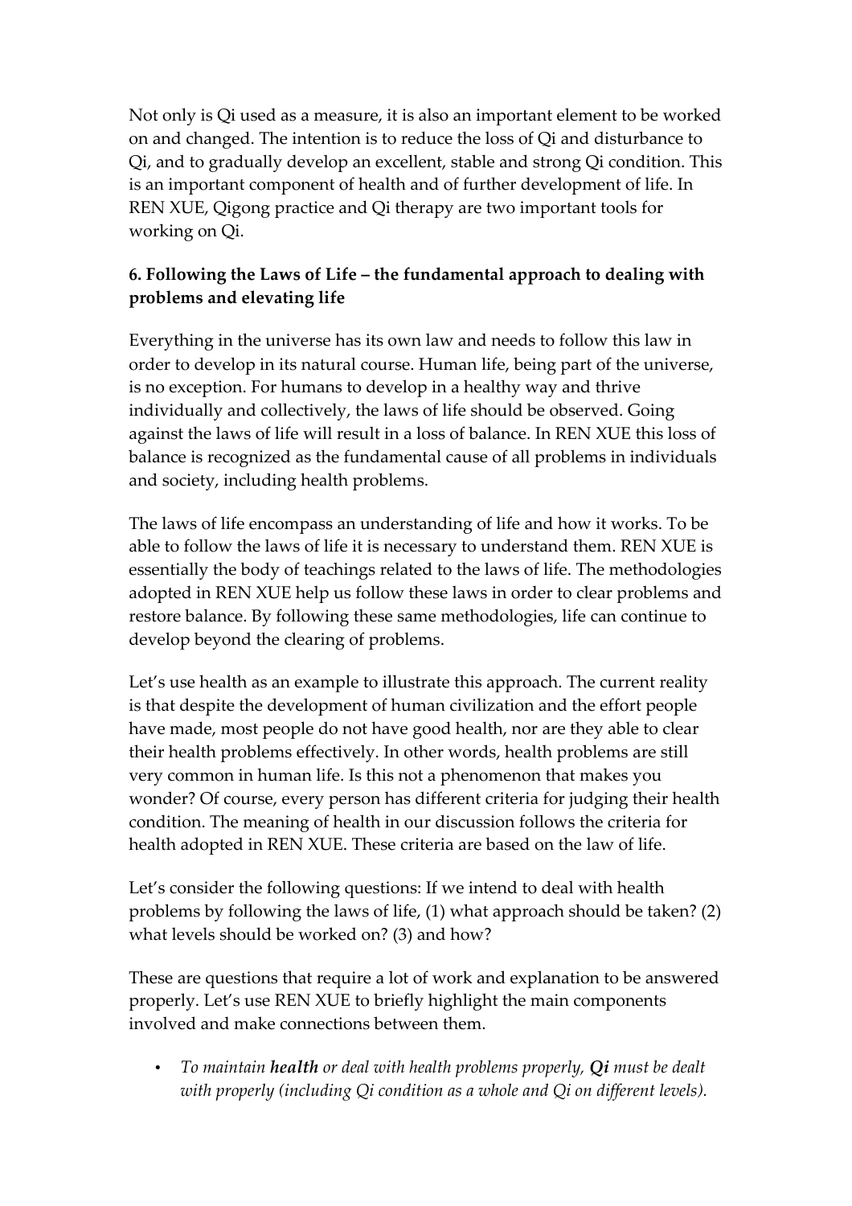Not only is Qi used as a measure, it is also an important element to be worked on and changed. The intention is to reduce the loss of Qi and disturbance to Qi, and to gradually develop an excellent, stable and strong Qi condition. This is an important component of health and of further development of life. In REN XUE, Qigong practice and Qi therapy are two important tools for working on Qi.

### 6. Following the Laws of Life – the fundamental approach to dealing with problems and elevating life

Everything in the universe has its own law and needs to follow this law in order to develop in its natural course. Human life, being part of the universe, is no exception. For humans to develop in a healthy way and thrive individually and collectively, the laws of life should be observed. Going against the laws of life will result in a loss of balance. In REN XUE this loss of balance is recognized as the fundamental cause of all problems in individuals and society, including health problems.

The laws of life encompass an understanding of life and how it works. To be able to follow the laws of life it is necessary to understand them. REN XUE is essentially the body of teachings related to the laws of life. The methodologies adopted in REN XUE help us follow these laws in order to clear problems and restore balance. By following these same methodologies, life can continue to develop beyond the clearing of problems.

Let's use health as an example to illustrate this approach. The current reality is that despite the development of human civilization and the effort people have made, most people do not have good health, nor are they able to clear their health problems effectively. In other words, health problems are still very common in human life. Is this not a phenomenon that makes you wonder? Of course, every person has different criteria for judging their health condition. The meaning of health in our discussion follows the criteria for health adopted in REN XUE. These criteria are based on the law of life.

Let's consider the following questions: If we intend to deal with health problems by following the laws of life, (1) what approach should be taken? (2) what levels should be worked on? (3) and how?

These are questions that require a lot of work and explanation to be answered properly. Let's use REN XUE to briefly highlight the main components involved and make connections between them.

- *To maintain **health** or deal with health problems properly, **Qi** must be dealt with properly (including Qi condition as a whole and Qi on different levels).*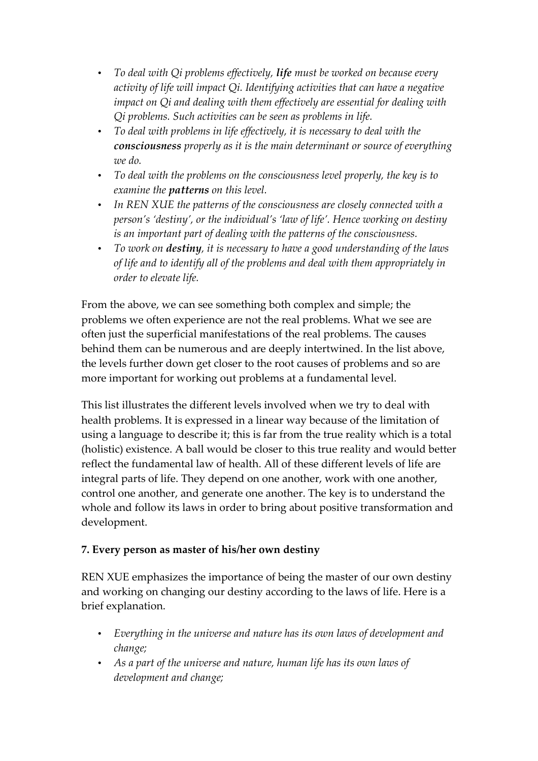- *To deal with Qi problems effectively, **life** must be worked on because every activity of life will impact Qi. Identifying activities that can have a negative impact on Qi and dealing with them effectively are essential for dealing with Qi problems. Such activities can be seen as problems in life.*
- *To deal with problems in life effectively, it is necessary to deal with the **consciousness** properly as it is the main determinant or source of everything we do.*
- *To deal with the problems on the consciousness level properly, the key is to examine the **patterns** on this level.*
- *In REN XUE the patterns of the consciousness are closely connected with a person's 'destiny', or the individual's 'law of life'. Hence working on destiny is an important part of dealing with the patterns of the consciousness.*
- *To work on **destiny**, it is necessary to have a good understanding of the laws of life and to identify all of the problems and deal with them appropriately in order to elevate life.*

From the above, we can see something both complex and simple; the problems we often experience are not the real problems. What we see are often just the superficial manifestations of the real problems. The causes behind them can be numerous and are deeply intertwined. In the list above, the levels further down get closer to the root causes of problems and so are more important for working out problems at a fundamental level.

This list illustrates the different levels involved when we try to deal with health problems. It is expressed in a linear way because of the limitation of using a language to describe it; this is far from the true reality which is a total (holistic) existence. A ball would be closer to this true reality and would better reflect the fundamental law of health. All of these different levels of life are integral parts of life. They depend on one another, work with one another, control one another, and generate one another. The key is to understand the whole and follow its laws in order to bring about positive transformation and development.

### 7. Every person as master of his/her own destiny

REN XUE emphasizes the importance of being the master of our own destiny and working on changing our destiny according to the laws of life. Here is a brief explanation.

- *Everything in the universe and nature has its own laws of development and change;*
- *As a part of the universe and nature, human life has its own laws of development and change;*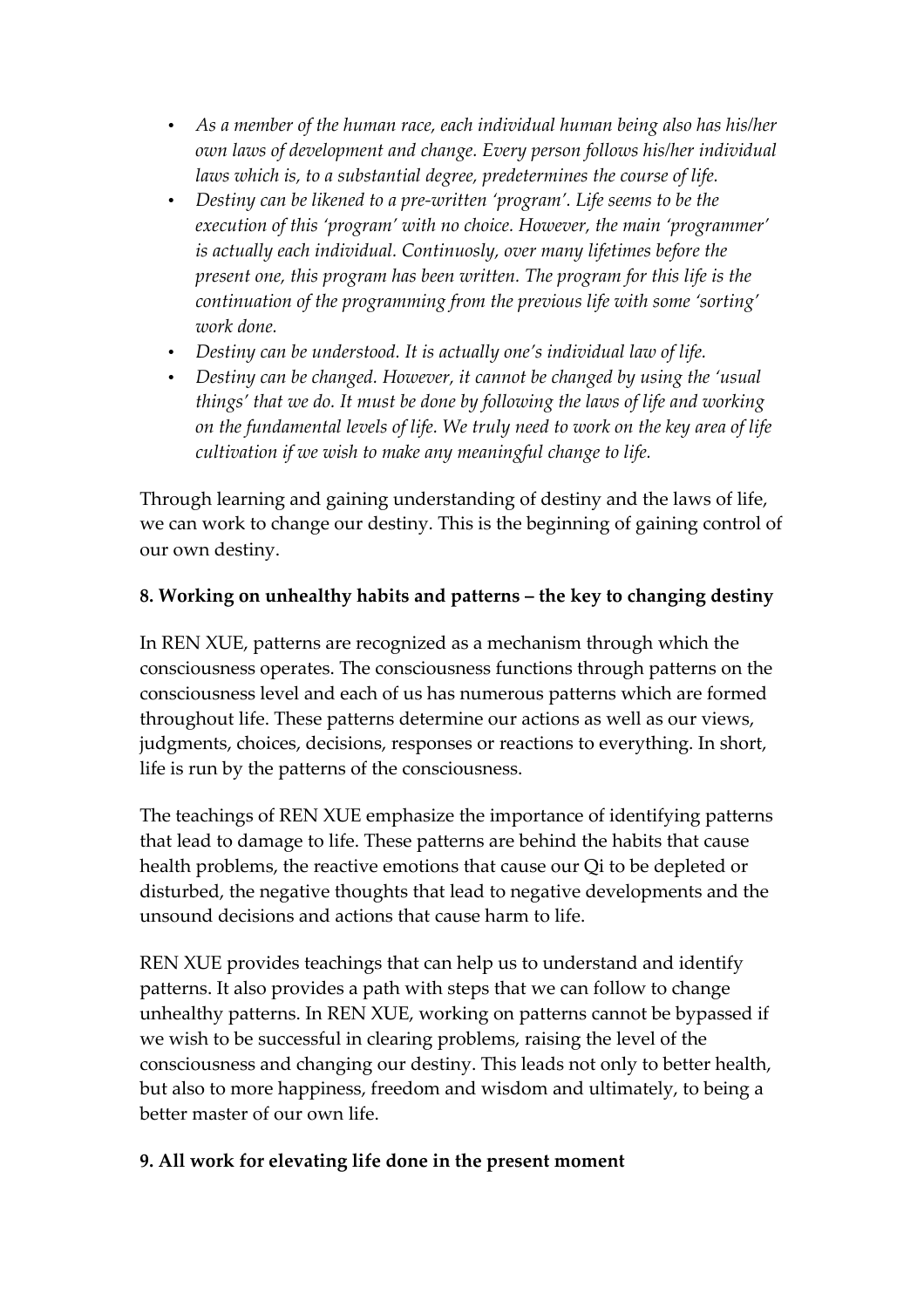- *As a member of the human race, each individual human being also has his/her own laws of development and change. Every person follows his/her individual laws which is, to a substantial degree, predetermines the course of life.*
- *Destiny can be likened to a pre-written 'program'. Life seems to be the execution of this 'program' with no choice. However, the main 'programmer' is actually each individual. Continuosly, over many lifetimes before the present one, this program has been written. The program for this life is the continuation of the programming from the previous life with some 'sorting' work done.*
- *Destiny can be understood. It is actually one's individual law of life.*
- *Destiny can be changed. However, it cannot be changed by using the 'usual things' that we do. It must be done by following the laws of life and working on the fundamental levels of life. We truly need to work on the key area of life cultivation if we wish to make any meaningful change to life.*

Through learning and gaining understanding of destiny and the laws of life, we can work to change our destiny. This is the beginning of gaining control of our own destiny.

**8. Working on unhealthy habits and patterns – the key to changing destiny**

In REN XUE, patterns are recognized as a mechanism through which the consciousness operates. The consciousness functions through patterns on the consciousness level and each of us has numerous patterns which are formed throughout life. These patterns determine our actions as well as our views, judgments, choices, decisions, responses or reactions to everything. In short, life is run by the patterns of the consciousness.

The teachings of REN XUE emphasize the importance of identifying patterns that lead to damage to life. These patterns are behind the habits that cause health problems, the reactive emotions that cause our Qi to be depleted or disturbed, the negative thoughts that lead to negative developments and the unsound decisions and actions that cause harm to life.

REN XUE provides teachings that can help us to understand and identify patterns. It also provides a path with steps that we can follow to change unhealthy patterns. In REN XUE, working on patterns cannot be bypassed if we wish to be successful in clearing problems, raising the level of the consciousness and changing our destiny. This leads not only to better health, but also to more happiness, freedom and wisdom and ultimately, to being a better master of our own life.

**9. All work for elevating life done in the present moment**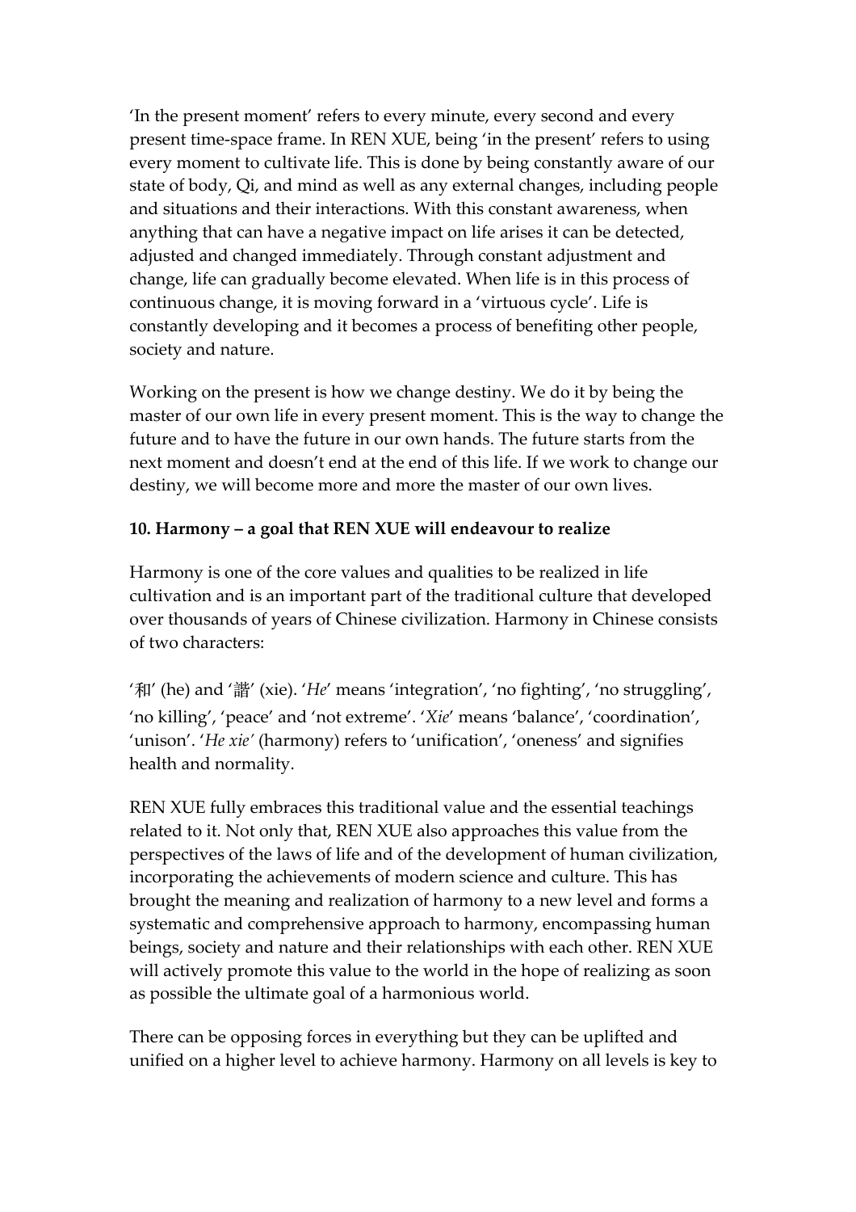'In the present moment' refers to every minute, every second and every present time-space frame. In REN XUE, being 'in the present' refers to using every moment to cultivate life. This is done by being constantly aware of our state of body, Qi, and mind as well as any external changes, including people and situations and their interactions. With this constant awareness, when anything that can have a negative impact on life arises it can be detected, adjusted and changed immediately. Through constant adjustment and change, life can gradually become elevated. When life is in this process of continuous change, it is moving forward in a 'virtuous cycle'. Life is constantly developing and it becomes a process of benefiting other people, society and nature.

Working on the present is how we change destiny. We do it by being the master of our own life in every present moment. This is the way to change the future and to have the future in our own hands. The future starts from the next moment and doesn't end at the end of this life. If we work to change our destiny, we will become more and more the master of our own lives.

**10. Harmony – a goal that REN XUE will endeavour to realize**

Harmony is one of the core values and qualities to be realized in life cultivation and is an important part of the traditional culture that developed over thousands of years of Chinese civilization. Harmony in Chinese consists of two characters:

'和' (he) and '諧' (xie). '*He*' means 'integration', 'no fighting', 'no struggling', 'no killing', 'peace' and 'not extreme'. '*Xie*' means 'balance', 'coordination', 'unison'. '*He xie'* (harmony) refers to 'unification', 'oneness' and signifies health and normality.

REN XUE fully embraces this traditional value and the essential teachings related to it. Not only that, REN XUE also approaches this value from the perspectives of the laws of life and of the development of human civilization, incorporating the achievements of modern science and culture. This has brought the meaning and realization of harmony to a new level and forms a systematic and comprehensive approach to harmony, encompassing human beings, society and nature and their relationships with each other. REN XUE will actively promote this value to the world in the hope of realizing as soon as possible the ultimate goal of a harmonious world.

There can be opposing forces in everything but they can be uplifted and unified on a higher level to achieve harmony. Harmony on all levels is key to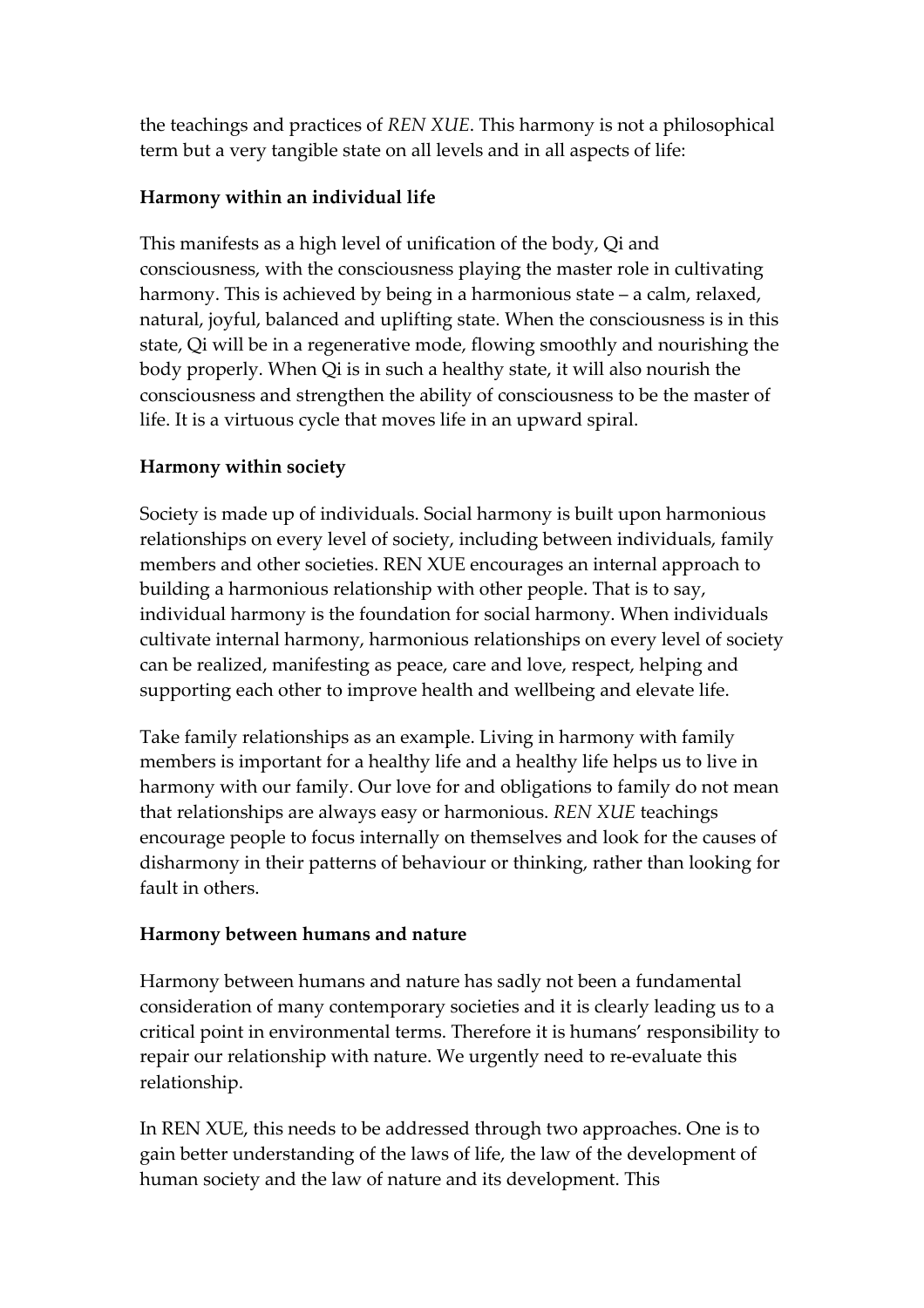the teachings and practices of *REN XUE*. This harmony is not a philosophical term but a very tangible state on all levels and in all aspects of life:

**Harmony within an individual life**

This manifests as a high level of unification of the body, Qi and consciousness, with the consciousness playing the master role in cultivating harmony. This is achieved by being in a harmonious state – a calm, relaxed, natural, joyful, balanced and uplifting state. When the consciousness is in this state, Qi will be in a regenerative mode, flowing smoothly and nourishing the body properly. When Qi is in such a healthy state, it will also nourish the consciousness and strengthen the ability of consciousness to be the master of life. It is a virtuous cycle that moves life in an upward spiral.

**Harmony within society**

Society is made up of individuals. Social harmony is built upon harmonious relationships on every level of society, including between individuals, family members and other societies. REN XUE encourages an internal approach to building a harmonious relationship with other people. That is to say, individual harmony is the foundation for social harmony. When individuals cultivate internal harmony, harmonious relationships on every level of society can be realized, manifesting as peace, care and love, respect, helping and supporting each other to improve health and wellbeing and elevate life.

Take family relationships as an example. Living in harmony with family members is important for a healthy life and a healthy life helps us to live in harmony with our family. Our love for and obligations to family do not mean that relationships are always easy or harmonious. *REN XUE* teachings encourage people to focus internally on themselves and look for the causes of disharmony in their patterns of behaviour or thinking, rather than looking for fault in others.

**Harmony between humans and nature**

Harmony between humans and nature has sadly not been a fundamental consideration of many contemporary societies and it is clearly leading us to a critical point in environmental terms. Therefore it is humans' responsibility to repair our relationship with nature. We urgently need to re-evaluate this relationship.

In REN XUE, this needs to be addressed through two approaches. One is to gain better understanding of the laws of life, the law of the development of human society and the law of nature and its development. This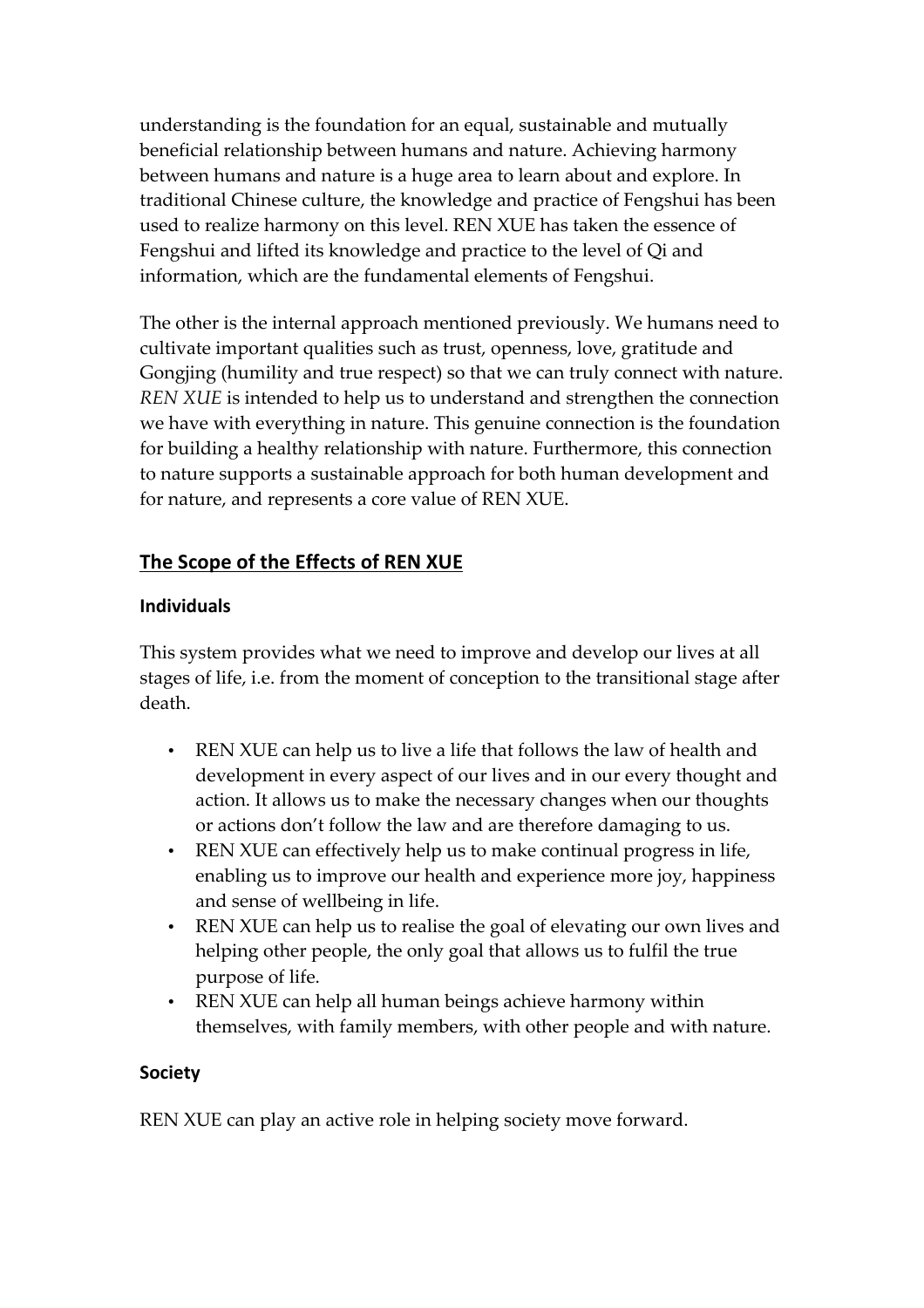understanding is the foundation for an equal, sustainable and mutually beneficial relationship between humans and nature. Achieving harmony between humans and nature is a huge area to learn about and explore. In traditional Chinese culture, the knowledge and practice of Fengshui has been used to realize harmony on this level. REN XUE has taken the essence of Fengshui and lifted its knowledge and practice to the level of Qi and information, which are the fundamental elements of Fengshui.

The other is the internal approach mentioned previously. We humans need to cultivate important qualities such as trust, openness, love, gratitude and Gongjing (humility and true respect) so that we can truly connect with nature. *REN XUE* is intended to help us to understand and strengthen the connection we have with everything in nature. This genuine connection is the foundation for building a healthy relationship with nature. Furthermore, this connection to nature supports a sustainable approach for both human development and for nature, and represents a core value of REN XUE.

## The Scope of the Effects of REN XUE

### Individuals

This system provides what we need to improve and develop our lives at all stages of life, i.e. from the moment of conception to the transitional stage after death.

- REN XUE can help us to live a life that follows the law of health and development in every aspect of our lives and in our every thought and action. It allows us to make the necessary changes when our thoughts or actions don't follow the law and are therefore damaging to us.
- REN XUE can effectively help us to make continual progress in life, enabling us to improve our health and experience more joy, happiness and sense of wellbeing in life.
- REN XUE can help us to realise the goal of elevating our own lives and helping other people, the only goal that allows us to fulfil the true purpose of life.
- REN XUE can help all human beings achieve harmony within themselves, with family members, with other people and with nature.

### Society

REN XUE can play an active role in helping society move forward.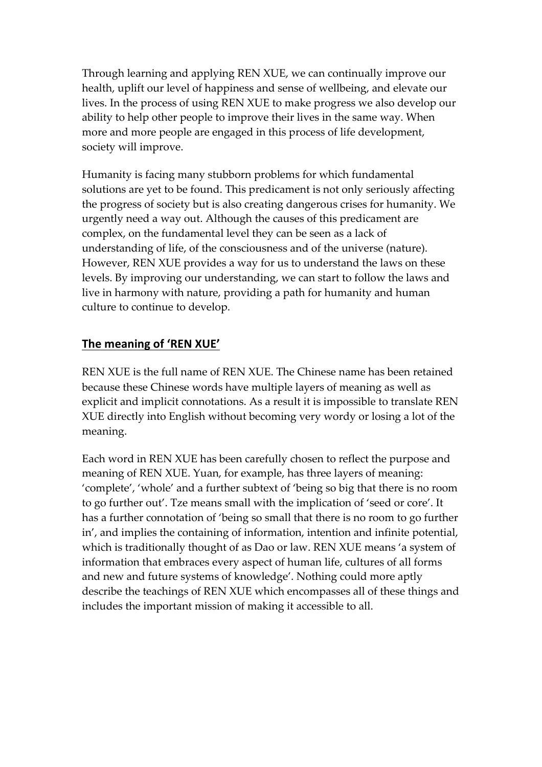Through learning and applying REN XUE, we can continually improve our health, uplift our level of happiness and sense of wellbeing, and elevate our lives. In the process of using REN XUE to make progress we also develop our ability to help other people to improve their lives in the same way. When more and more people are engaged in this process of life development, society will improve.

Humanity is facing many stubborn problems for which fundamental solutions are yet to be found. This predicament is not only seriously affecting the progress of society but is also creating dangerous crises for humanity. We urgently need a way out. Although the causes of this predicament are complex, on the fundamental level they can be seen as a lack of understanding of life, of the consciousness and of the universe (nature). However, REN XUE provides a way for us to understand the laws on these levels. By improving our understanding, we can start to follow the laws and live in harmony with nature, providing a path for humanity and human culture to continue to develop.

## The meaning of 'REN XUE'

REN XUE is the full name of REN XUE. The Chinese name has been retained because these Chinese words have multiple layers of meaning as well as explicit and implicit connotations. As a result it is impossible to translate REN XUE directly into English without becoming very wordy or losing a lot of the meaning.

Each word in REN XUE has been carefully chosen to reflect the purpose and meaning of REN XUE. Yuan, for example, has three layers of meaning: 'complete', 'whole' and a further subtext of 'being so big that there is no room to go further out'. Tze means small with the implication of 'seed or core'. It has a further connotation of 'being so small that there is no room to go further in', and implies the containing of information, intention and infinite potential, which is traditionally thought of as Dao or law. REN XUE means 'a system of information that embraces every aspect of human life, cultures of all forms and new and future systems of knowledge'. Nothing could more aptly describe the teachings of REN XUE which encompasses all of these things and includes the important mission of making it accessible to all.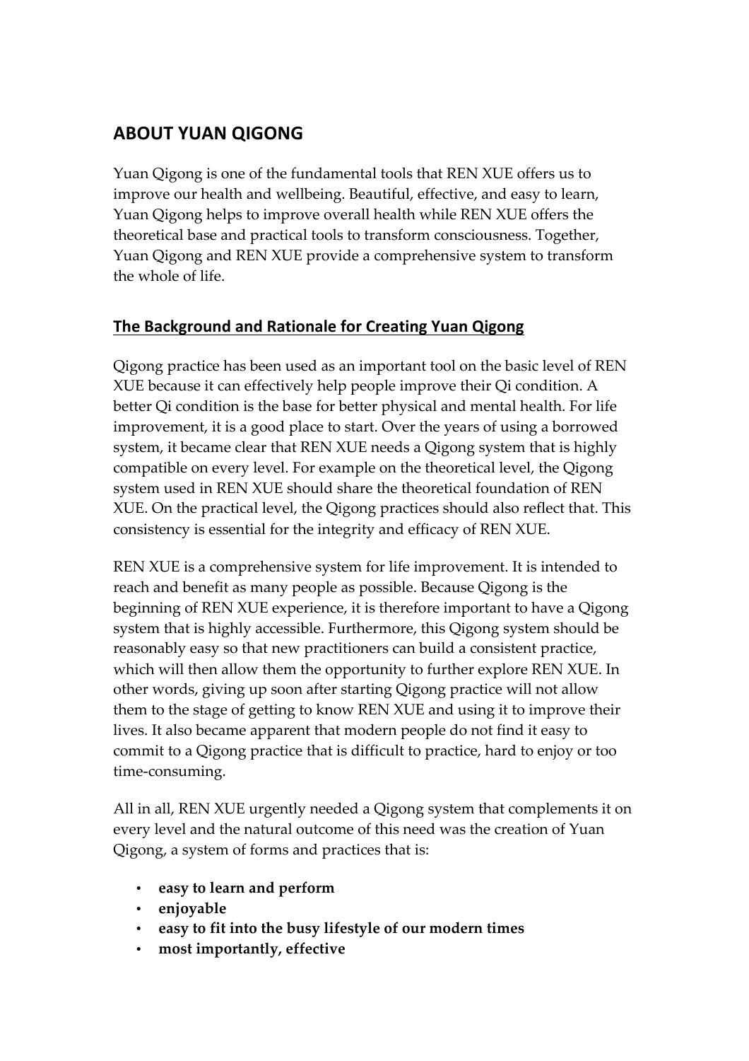## ABOUT YUAN QIGONG

Yuan Qigong is one of the fundamental tools that REN XUE offers us to improve our health and wellbeing. Beautiful, effective, and easy to learn, Yuan Qigong helps to improve overall health while REN XUE offers the theoretical base and practical tools to transform consciousness. Together, Yuan Qigong and REN XUE provide a comprehensive system to transform the whole of life.

### The Background and Rationale for Creating Yuan Qigong

Qigong practice has been used as an important tool on the basic level of REN XUE because it can effectively help people improve their Qi condition. A better Qi condition is the base for better physical and mental health. For life improvement, it is a good place to start. Over the years of using a borrowed system, it became clear that REN XUE needs a Qigong system that is highly compatible on every level. For example on the theoretical level, the Qigong system used in REN XUE should share the theoretical foundation of REN XUE. On the practical level, the Qigong practices should also reflect that. This consistency is essential for the integrity and efficacy of REN XUE.

REN XUE is a comprehensive system for life improvement. It is intended to reach and benefit as many people as possible. Because Qigong is the beginning of REN XUE experience, it is therefore important to have a Qigong system that is highly accessible. Furthermore, this Qigong system should be reasonably easy so that new practitioners can build a consistent practice, which will then allow them the opportunity to further explore REN XUE. In other words, giving up soon after starting Qigong practice will not allow them to the stage of getting to know REN XUE and using it to improve their lives. It also became apparent that modern people do not find it easy to commit to a Qigong practice that is difficult to practice, hard to enjoy or too time-consuming.

All in all, REN XUE urgently needed a Qigong system that complements it on every level and the natural outcome of this need was the creation of Yuan Qigong, a system of forms and practices that is:

- **easy to learn and perform**
- **enjoyable**
- **easy to fit into the busy lifestyle of our modern times**
- **most importantly, effective**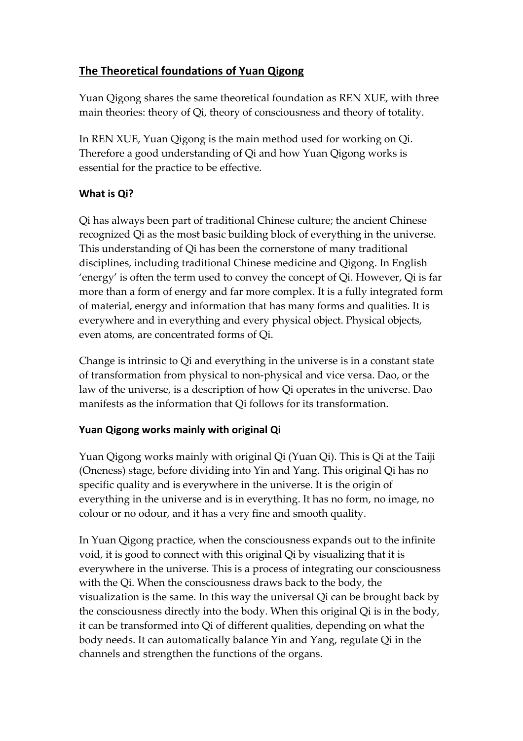## The Theoretical foundations of Yuan Qigong

Yuan Qigong shares the same theoretical foundation as REN XUE, with three main theories: theory of Qi, theory of consciousness and theory of totality.

In REN XUE, Yuan Qigong is the main method used for working on Qi. Therefore a good understanding of Qi and how Yuan Qigong works is essential for the practice to be effective.

### What is Qi?

Qi has always been part of traditional Chinese culture; the ancient Chinese recognized Qi as the most basic building block of everything in the universe. This understanding of Qi has been the cornerstone of many traditional disciplines, including traditional Chinese medicine and Qigong. In English 'energy' is often the term used to convey the concept of Qi. However, Qi is far more than a form of energy and far more complex. It is a fully integrated form of material, energy and information that has many forms and qualities. It is everywhere and in everything and every physical object. Physical objects, even atoms, are concentrated forms of Qi.

Change is intrinsic to Qi and everything in the universe is in a constant state of transformation from physical to non-physical and vice versa. Dao, or the law of the universe, is a description of how Qi operates in the universe. Dao manifests as the information that Qi follows for its transformation.

### Yuan Qigong works mainly with original Qi

Yuan Qigong works mainly with original Qi (Yuan Qi). This is Qi at the Taiji (Oneness) stage, before dividing into Yin and Yang. This original Qi has no specific quality and is everywhere in the universe. It is the origin of everything in the universe and is in everything. It has no form, no image, no colour or no odour, and it has a very fine and smooth quality.

In Yuan Qigong practice, when the consciousness expands out to the infinite void, it is good to connect with this original Qi by visualizing that it is everywhere in the universe. This is a process of integrating our consciousness with the Qi. When the consciousness draws back to the body, the visualization is the same. In this way the universal Qi can be brought back by the consciousness directly into the body. When this original Qi is in the body, it can be transformed into Qi of different qualities, depending on what the body needs. It can automatically balance Yin and Yang, regulate Qi in the channels and strengthen the functions of the organs.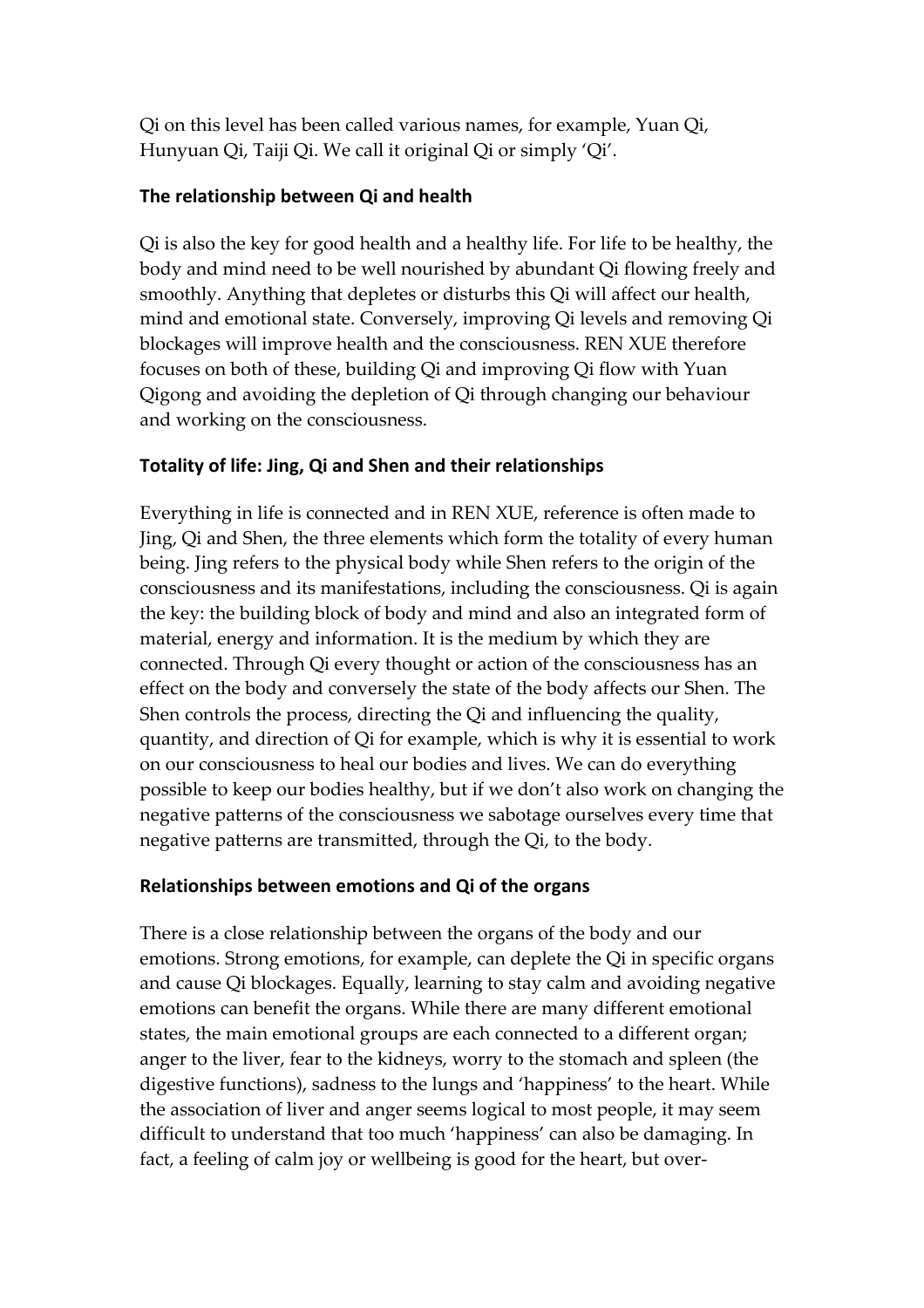Qi on this level has been called various names, for example, Yuan Qi, Hunyuan Qi, Taiji Qi. We call it original Qi or simply 'Qi'.

### The relationship between Qi and health

Qi is also the key for good health and a healthy life. For life to be healthy, the body and mind need to be well nourished by abundant Qi flowing freely and smoothly. Anything that depletes or disturbs this Qi will affect our health, mind and emotional state. Conversely, improving Qi levels and removing Qi blockages will improve health and the consciousness. REN XUE therefore focuses on both of these, building Qi and improving Qi flow with Yuan Qigong and avoiding the depletion of Qi through changing our behaviour and working on the consciousness.

### Totality of life: Jing, Qi and Shen and their relationships

Everything in life is connected and in REN XUE, reference is often made to Jing, Qi and Shen, the three elements which form the totality of every human being. Jing refers to the physical body while Shen refers to the origin of the consciousness and its manifestations, including the consciousness. Qi is again the key: the building block of body and mind and also an integrated form of material, energy and information. It is the medium by which they are connected. Through Qi every thought or action of the consciousness has an effect on the body and conversely the state of the body affects our Shen. The Shen controls the process, directing the Qi and influencing the quality, quantity, and direction of Qi for example, which is why it is essential to work on our consciousness to heal our bodies and lives. We can do everything possible to keep our bodies healthy, but if we don't also work on changing the negative patterns of the consciousness we sabotage ourselves every time that negative patterns are transmitted, through the Qi, to the body.

### Relationships between emotions and Qi of the organs

There is a close relationship between the organs of the body and our emotions. Strong emotions, for example, can deplete the Qi in specific organs and cause Qi blockages. Equally, learning to stay calm and avoiding negative emotions can benefit the organs. While there are many different emotional states, the main emotional groups are each connected to a different organ; anger to the liver, fear to the kidneys, worry to the stomach and spleen (the digestive functions), sadness to the lungs and 'happiness' to the heart. While the association of liver and anger seems logical to most people, it may seem difficult to understand that too much 'happiness' can also be damaging. In fact, a feeling of calm joy or wellbeing is good for the heart, but over-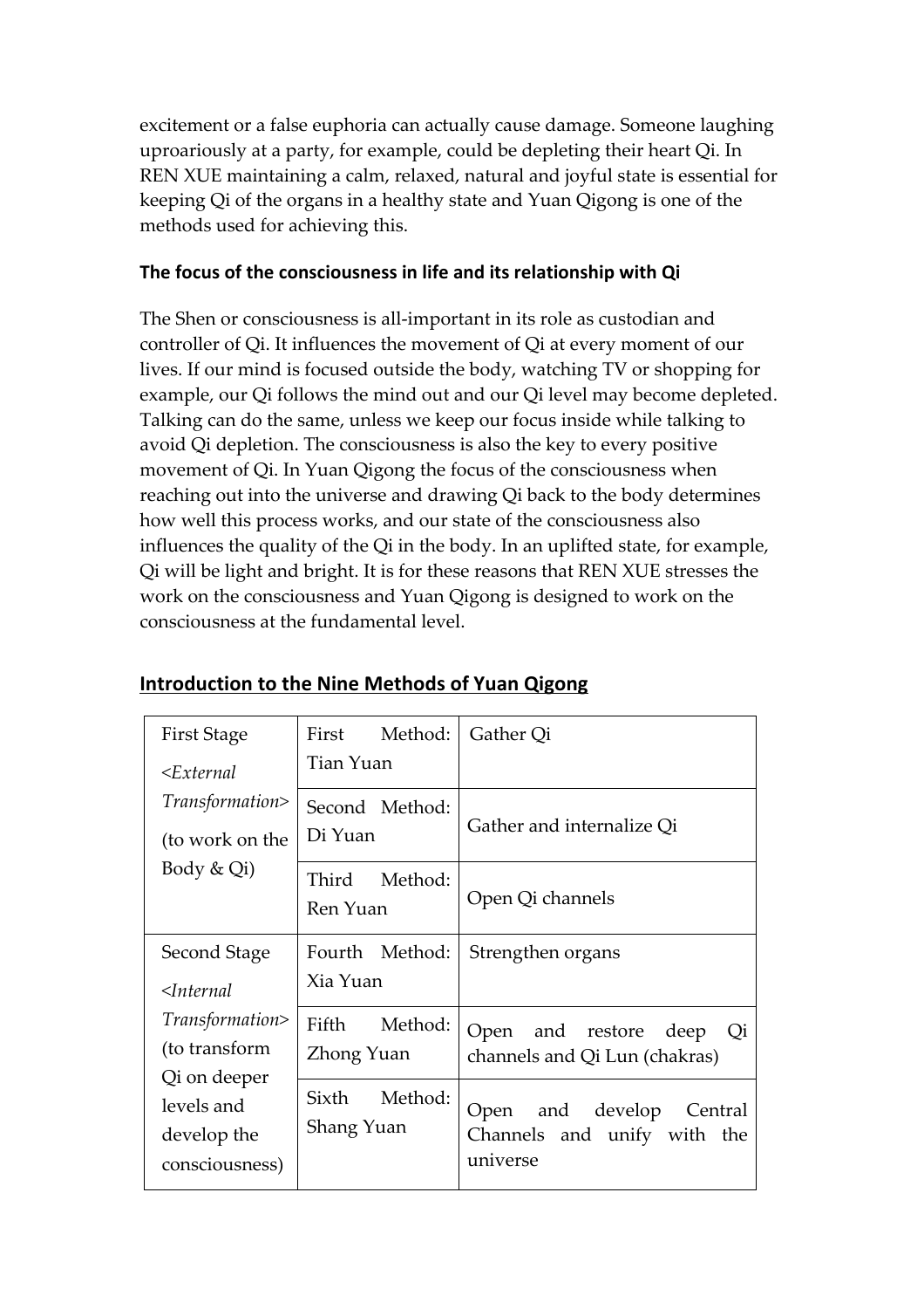excitement or a false euphoria can actually cause damage. Someone laughing uproariously at a party, for example, could be depleting their heart Qi. In REN XUE maintaining a calm, relaxed, natural and joyful state is essential for keeping Qi of the organs in a healthy state and Yuan Qigong is one of the methods used for achieving this.

**The focus of the consciousness in life and its relationship with Qi**

The Shen or consciousness is all-important in its role as custodian and controller of Qi. It influences the movement of Qi at every moment of our lives. If our mind is focused outside the body, watching TV or shopping for example, our Qi follows the mind out and our Qi level may become depleted. Talking can do the same, unless we keep our focus inside while talking to avoid Qi depletion. The consciousness is also the key to every positive movement of Qi. In Yuan Qigong the focus of the consciousness when reaching out into the universe and drawing Qi back to the body determines how well this process works, and our state of the consciousness also influences the quality of the Qi in the body. In an uplifted state, for example, Qi will be light and bright. It is for these reasons that REN XUE stresses the work on the consciousness and Yuan Qigong is designed to work on the consciousness at the fundamental level.

## Introduction to the Nine Methods of Yuan Qigong

| | | |
|---|---|---|
| First Stage <*External Transformation*> (to work on the Body & Qi) | First Method: Tian Yuan | Gather Qi |
| | Second Method: Di Yuan | Gather and internalize Qi |
| | Third Method: Ren Yuan | Open Qi channels |
| Second Stage <*Internal Transformation*> (to transform Qi on deeper levels and develop the consciousness) | Fourth Method: Xia Yuan | Strengthen organs |
| | Fifth Method: Zhong Yuan | Open and restore deep Qi channels and Qi Lun (chakras) |
| | Sixth Method: Shang Yuan | Open and develop Central Channels and unify with the universe |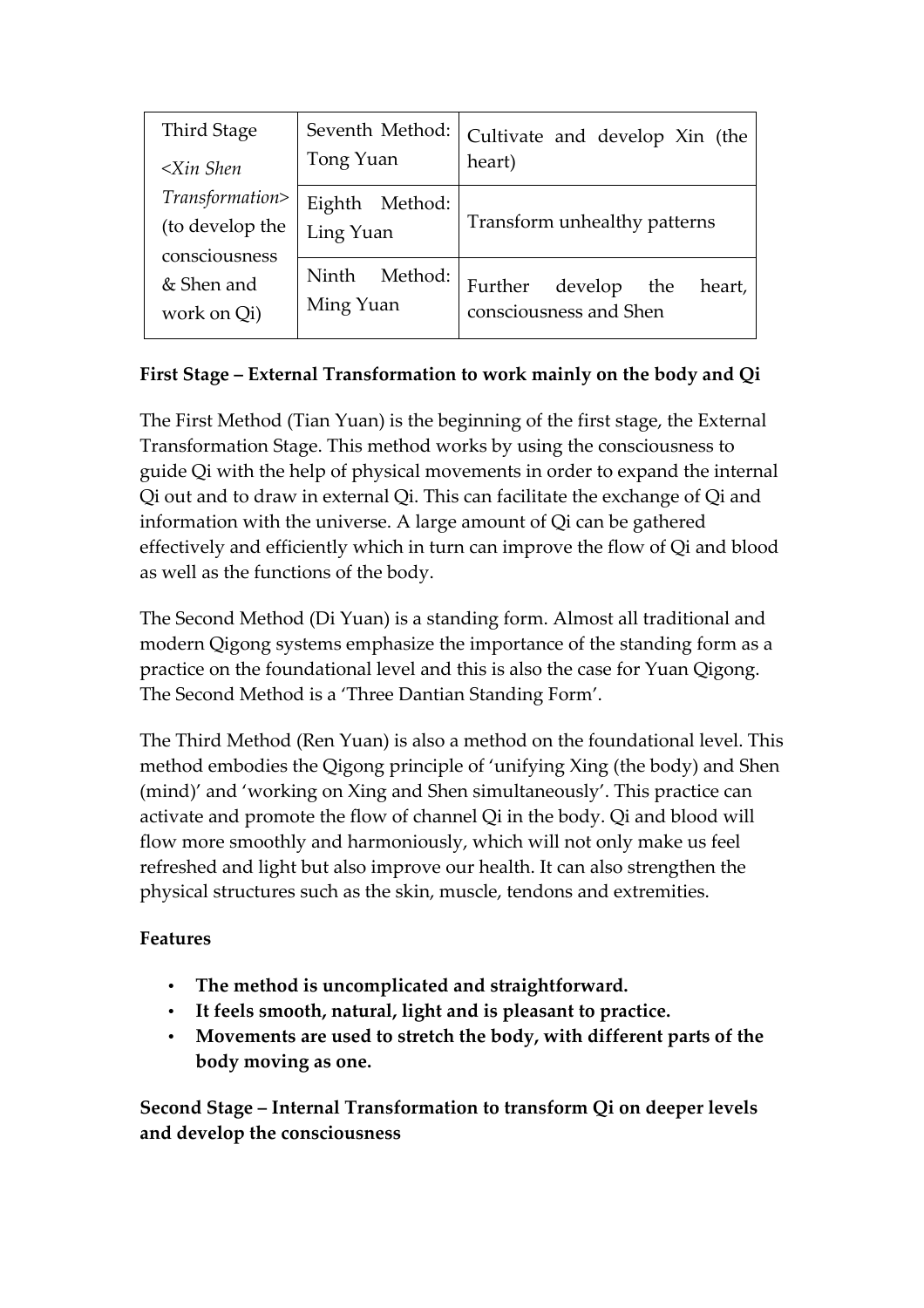| Third Stage <*Xin Shen Transformation*> (to develop the consciousness & Shen and work on Qi) | Seventh Method: Tong Yuan | Cultivate and develop Xin (the heart) |
|---|---|---|
| | Eighth Method: Ling Yuan | Transform unhealthy patterns |
| | Ninth Method: Ming Yuan | Further develop the heart, consciousness and Shen |

**First Stage – External Transformation to work mainly on the body and Qi**

The First Method (Tian Yuan) is the beginning of the first stage, the External Transformation Stage. This method works by using the consciousness to guide Qi with the help of physical movements in order to expand the internal Qi out and to draw in external Qi. This can facilitate the exchange of Qi and information with the universe. A large amount of Qi can be gathered effectively and efficiently which in turn can improve the flow of Qi and blood as well as the functions of the body.

The Second Method (Di Yuan) is a standing form. Almost all traditional and modern Qigong systems emphasize the importance of the standing form as a practice on the foundational level and this is also the case for Yuan Qigong. The Second Method is a 'Three Dantian Standing Form'.

The Third Method (Ren Yuan) is also a method on the foundational level. This method embodies the Qigong principle of 'unifying Xing (the body) and Shen (mind)' and 'working on Xing and Shen simultaneously'. This practice can activate and promote the flow of channel Qi in the body. Qi and blood will flow more smoothly and harmoniously, which will not only make us feel refreshed and light but also improve our health. It can also strengthen the physical structures such as the skin, muscle, tendons and extremities.

**Features**

- **The method is uncomplicated and straightforward.**
- **It feels smooth, natural, light and is pleasant to practice.**
- **Movements are used to stretch the body, with different parts of the body moving as one.**

**Second Stage – Internal Transformation to transform Qi on deeper levels and develop the consciousness**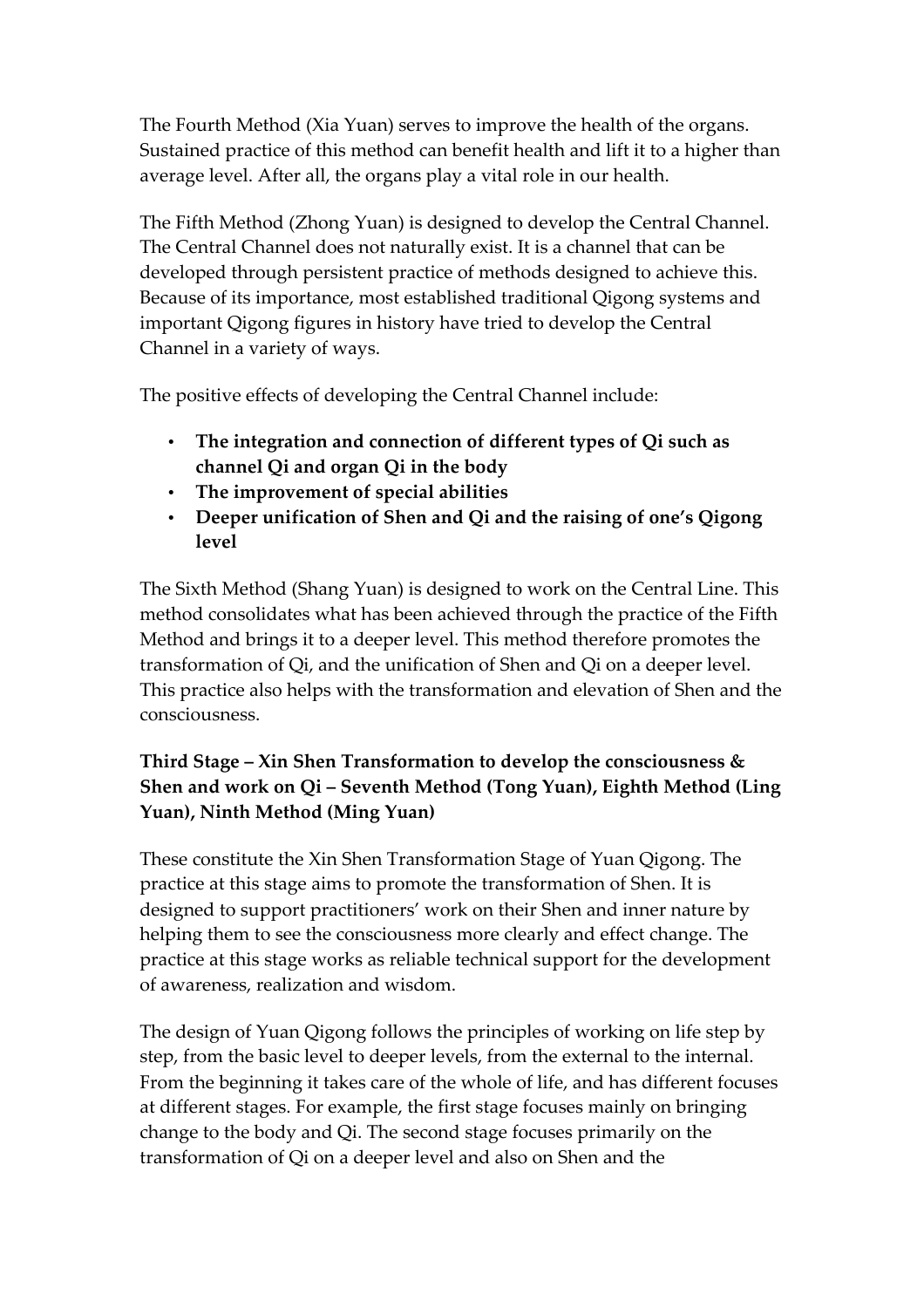The Fourth Method (Xia Yuan) serves to improve the health of the organs. Sustained practice of this method can benefit health and lift it to a higher than average level. After all, the organs play a vital role in our health.

The Fifth Method (Zhong Yuan) is designed to develop the Central Channel. The Central Channel does not naturally exist. It is a channel that can be developed through persistent practice of methods designed to achieve this. Because of its importance, most established traditional Qigong systems and important Qigong figures in history have tried to develop the Central Channel in a variety of ways.

The positive effects of developing the Central Channel include:

- **The integration and connection of different types of Qi such as channel Qi and organ Qi in the body**
- **The improvement of special abilities**
- **Deeper unification of Shen and Qi and the raising of one's Qigong level**

The Sixth Method (Shang Yuan) is designed to work on the Central Line. This method consolidates what has been achieved through the practice of the Fifth Method and brings it to a deeper level. This method therefore promotes the transformation of Qi, and the unification of Shen and Qi on a deeper level. This practice also helps with the transformation and elevation of Shen and the consciousness.

**Third Stage – Xin Shen Transformation to develop the consciousness & Shen and work on Qi – Seventh Method (Tong Yuan), Eighth Method (Ling Yuan), Ninth Method (Ming Yuan)**

These constitute the Xin Shen Transformation Stage of Yuan Qigong. The practice at this stage aims to promote the transformation of Shen. It is designed to support practitioners' work on their Shen and inner nature by helping them to see the consciousness more clearly and effect change. The practice at this stage works as reliable technical support for the development of awareness, realization and wisdom.

The design of Yuan Qigong follows the principles of working on life step by step, from the basic level to deeper levels, from the external to the internal. From the beginning it takes care of the whole of life, and has different focuses at different stages. For example, the first stage focuses mainly on bringing change to the body and Qi. The second stage focuses primarily on the transformation of Qi on a deeper level and also on Shen and the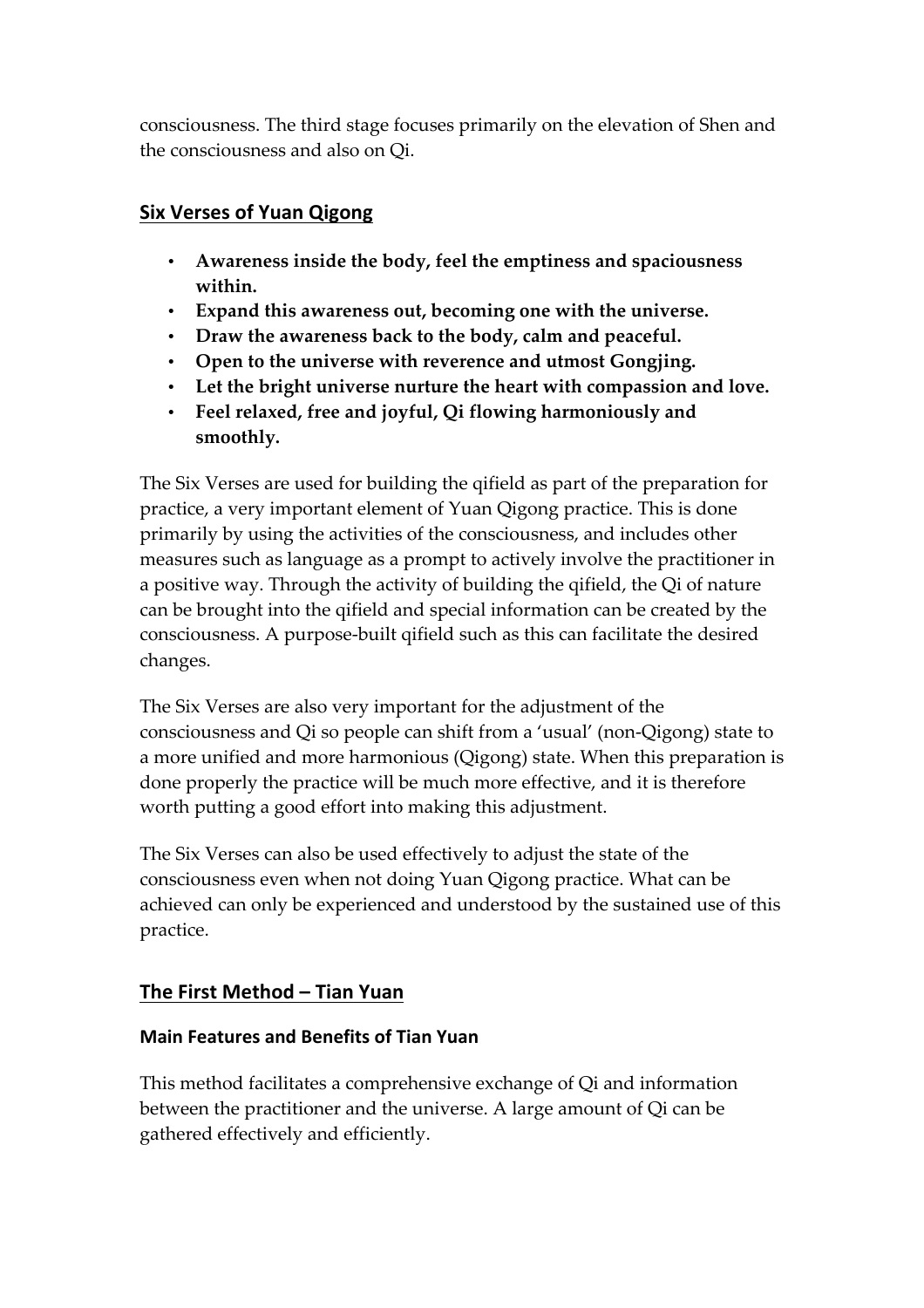consciousness. The third stage focuses primarily on the elevation of Shen and the consciousness and also on Qi.

## Six Verses of Yuan Qigong

- **Awareness inside the body, feel the emptiness and spaciousness within.**
- **Expand this awareness out, becoming one with the universe.**
- **Draw the awareness back to the body, calm and peaceful.**
- **Open to the universe with reverence and utmost Gongjing.**
- **Let the bright universe nurture the heart with compassion and love.**
- **Feel relaxed, free and joyful, Qi flowing harmoniously and smoothly.**

The Six Verses are used for building the qifield as part of the preparation for practice, a very important element of Yuan Qigong practice. This is done primarily by using the activities of the consciousness, and includes other measures such as language as a prompt to actively involve the practitioner in a positive way. Through the activity of building the qifield, the Qi of nature can be brought into the qifield and special information can be created by the consciousness. A purpose-built qifield such as this can facilitate the desired changes.

The Six Verses are also very important for the adjustment of the consciousness and Qi so people can shift from a 'usual' (non-Qigong) state to a more unified and more harmonious (Qigong) state. When this preparation is done properly the practice will be much more effective, and it is therefore worth putting a good effort into making this adjustment.

The Six Verses can also be used effectively to adjust the state of the consciousness even when not doing Yuan Qigong practice. What can be achieved can only be experienced and understood by the sustained use of this practice.

## The First Method – Tian Yuan

### Main Features and Benefits of Tian Yuan

This method facilitates a comprehensive exchange of Qi and information between the practitioner and the universe. A large amount of Qi can be gathered effectively and efficiently.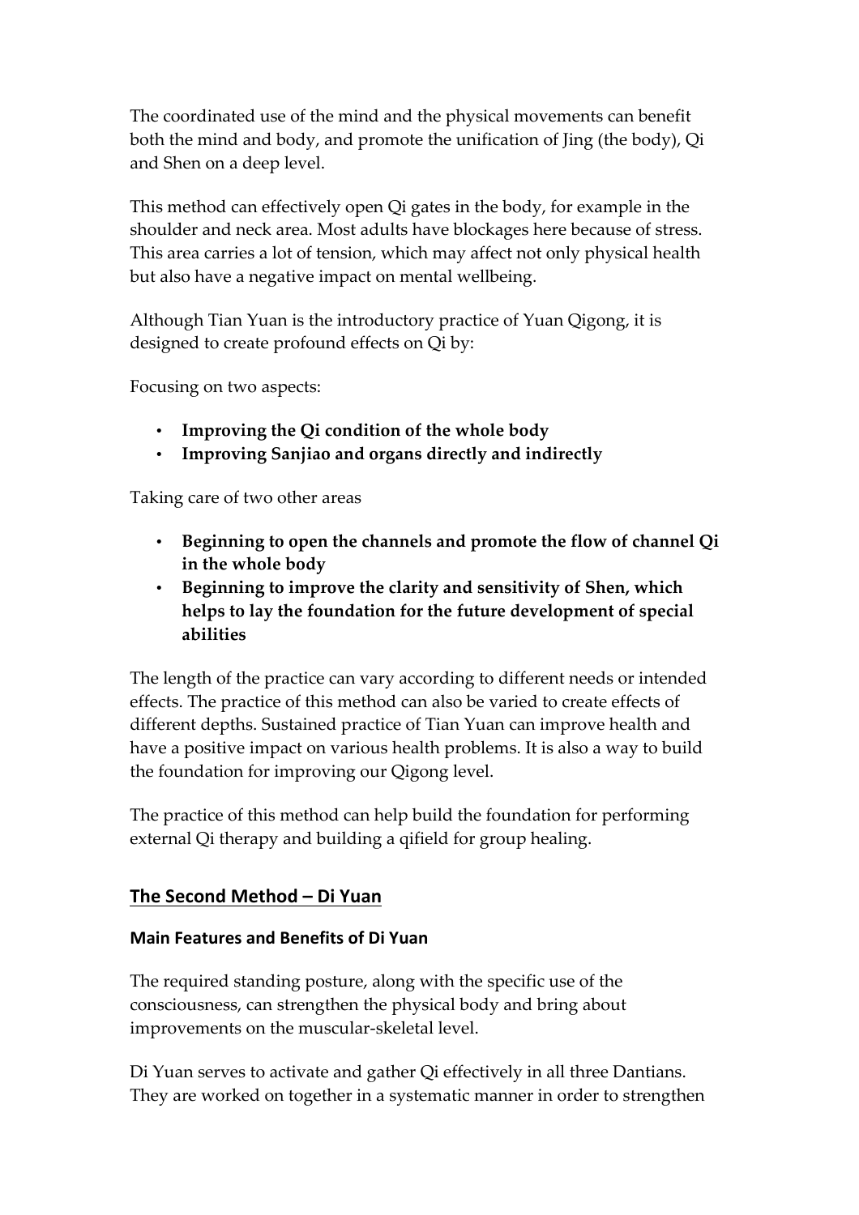The coordinated use of the mind and the physical movements can benefit both the mind and body, and promote the unification of Jing (the body), Qi and Shen on a deep level.

This method can effectively open Qi gates in the body, for example in the shoulder and neck area. Most adults have blockages here because of stress. This area carries a lot of tension, which may affect not only physical health but also have a negative impact on mental wellbeing.

Although Tian Yuan is the introductory practice of Yuan Qigong, it is designed to create profound effects on Qi by:

Focusing on two aspects:

- **Improving the Qi condition of the whole body**
- **Improving Sanjiao and organs directly and indirectly**

Taking care of two other areas

- **Beginning to open the channels and promote the flow of channel Qi in the whole body**
- **Beginning to improve the clarity and sensitivity of Shen, which helps to lay the foundation for the future development of special abilities**

The length of the practice can vary according to different needs or intended effects. The practice of this method can also be varied to create effects of different depths. Sustained practice of Tian Yuan can improve health and have a positive impact on various health problems. It is also a way to build the foundation for improving our Qigong level.

The practice of this method can help build the foundation for performing external Qi therapy and building a qifield for group healing.

## The Second Method – Di Yuan

### Main Features and Benefits of Di Yuan

The required standing posture, along with the specific use of the consciousness, can strengthen the physical body and bring about improvements on the muscular-skeletal level.

Di Yuan serves to activate and gather Qi effectively in all three Dantians. They are worked on together in a systematic manner in order to strengthen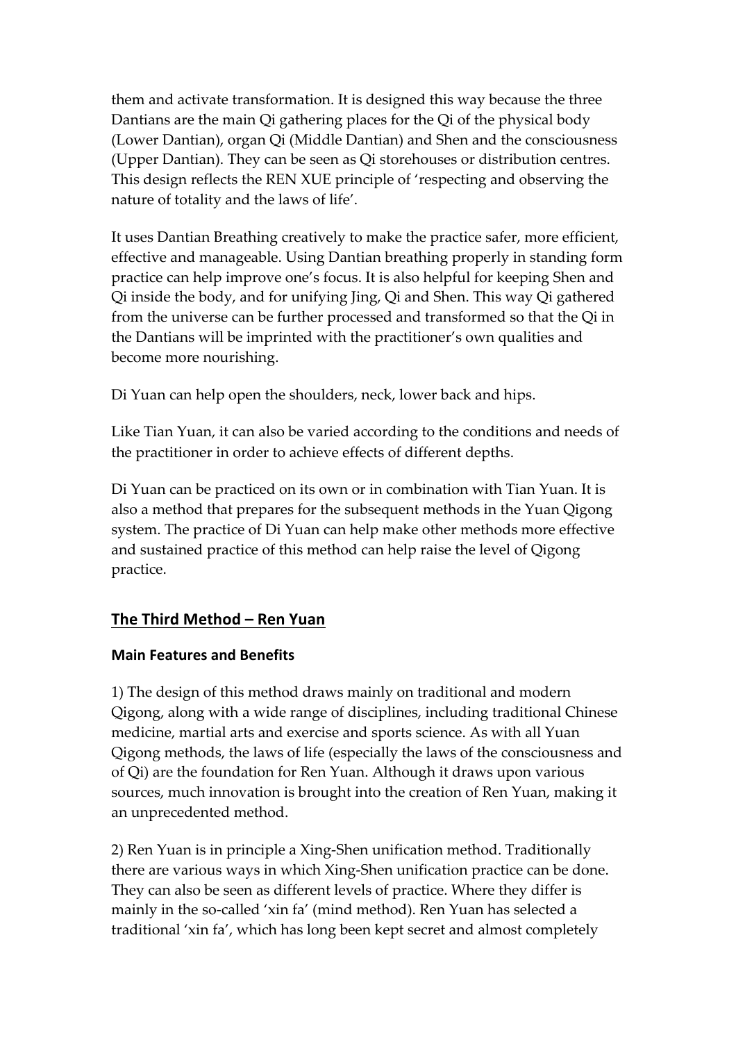them and activate transformation. It is designed this way because the three Dantians are the main Qi gathering places for the Qi of the physical body (Lower Dantian), organ Qi (Middle Dantian) and Shen and the consciousness (Upper Dantian). They can be seen as Qi storehouses or distribution centres. This design reflects the REN XUE principle of 'respecting and observing the nature of totality and the laws of life'.

It uses Dantian Breathing creatively to make the practice safer, more efficient, effective and manageable. Using Dantian breathing properly in standing form practice can help improve one's focus. It is also helpful for keeping Shen and Qi inside the body, and for unifying Jing, Qi and Shen. This way Qi gathered from the universe can be further processed and transformed so that the Qi in the Dantians will be imprinted with the practitioner's own qualities and become more nourishing.

Di Yuan can help open the shoulders, neck, lower back and hips.

Like Tian Yuan, it can also be varied according to the conditions and needs of the practitioner in order to achieve effects of different depths.

Di Yuan can be practiced on its own or in combination with Tian Yuan. It is also a method that prepares for the subsequent methods in the Yuan Qigong system. The practice of Di Yuan can help make other methods more effective and sustained practice of this method can help raise the level of Qigong practice.

## The Third Method – Ren Yuan

### Main Features and Benefits

1) The design of this method draws mainly on traditional and modern Qigong, along with a wide range of disciplines, including traditional Chinese medicine, martial arts and exercise and sports science. As with all Yuan Qigong methods, the laws of life (especially the laws of the consciousness and of Qi) are the foundation for Ren Yuan. Although it draws upon various sources, much innovation is brought into the creation of Ren Yuan, making it an unprecedented method.

2) Ren Yuan is in principle a Xing-Shen unification method. Traditionally there are various ways in which Xing-Shen unification practice can be done. They can also be seen as different levels of practice. Where they differ is mainly in the so-called 'xin fa' (mind method). Ren Yuan has selected a traditional 'xin fa', which has long been kept secret and almost completely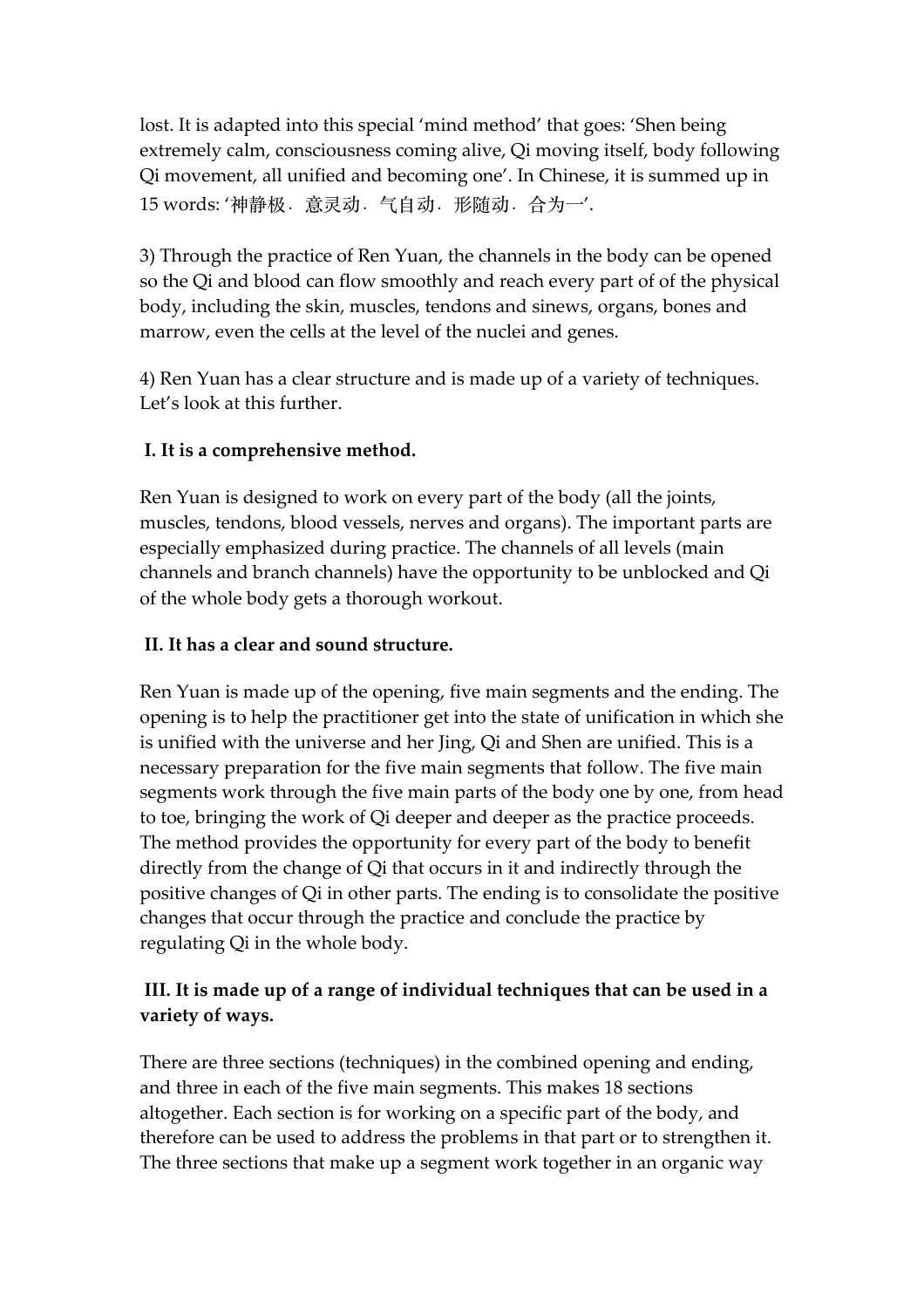lost. It is adapted into this special 'mind method' that goes: 'Shen being extremely calm, consciousness coming alive, Qi moving itself, body following Qi movement, all unified and becoming one'. In Chinese, it is summed up in 15 words: '神静极．意灵动．气自动．形随动．合为一'.

3) Through the practice of Ren Yuan, the channels in the body can be opened so the Qi and blood can flow smoothly and reach every part of of the physical body, including the skin, muscles, tendons and sinews, organs, bones and marrow, even the cells at the level of the nuclei and genes.

4) Ren Yuan has a clear structure and is made up of a variety of techniques. Let's look at this further.

**I. It is a comprehensive method.**

Ren Yuan is designed to work on every part of the body (all the joints, muscles, tendons, blood vessels, nerves and organs). The important parts are especially emphasized during practice. The channels of all levels (main channels and branch channels) have the opportunity to be unblocked and Qi of the whole body gets a thorough workout.

**II. It has a clear and sound structure.**

Ren Yuan is made up of the opening, five main segments and the ending. The opening is to help the practitioner get into the state of unification in which she is unified with the universe and her Jing, Qi and Shen are unified. This is a necessary preparation for the five main segments that follow. The five main segments work through the five main parts of the body one by one, from head to toe, bringing the work of Qi deeper and deeper as the practice proceeds. The method provides the opportunity for every part of the body to benefit directly from the change of Qi that occurs in it and indirectly through the positive changes of Qi in other parts. The ending is to consolidate the positive changes that occur through the practice and conclude the practice by regulating Qi in the whole body.

**III. It is made up of a range of individual techniques that can be used in a variety of ways.**

There are three sections (techniques) in the combined opening and ending, and three in each of the five main segments. This makes 18 sections altogether. Each section is for working on a specific part of the body, and therefore can be used to address the problems in that part or to strengthen it. The three sections that make up a segment work together in an organic way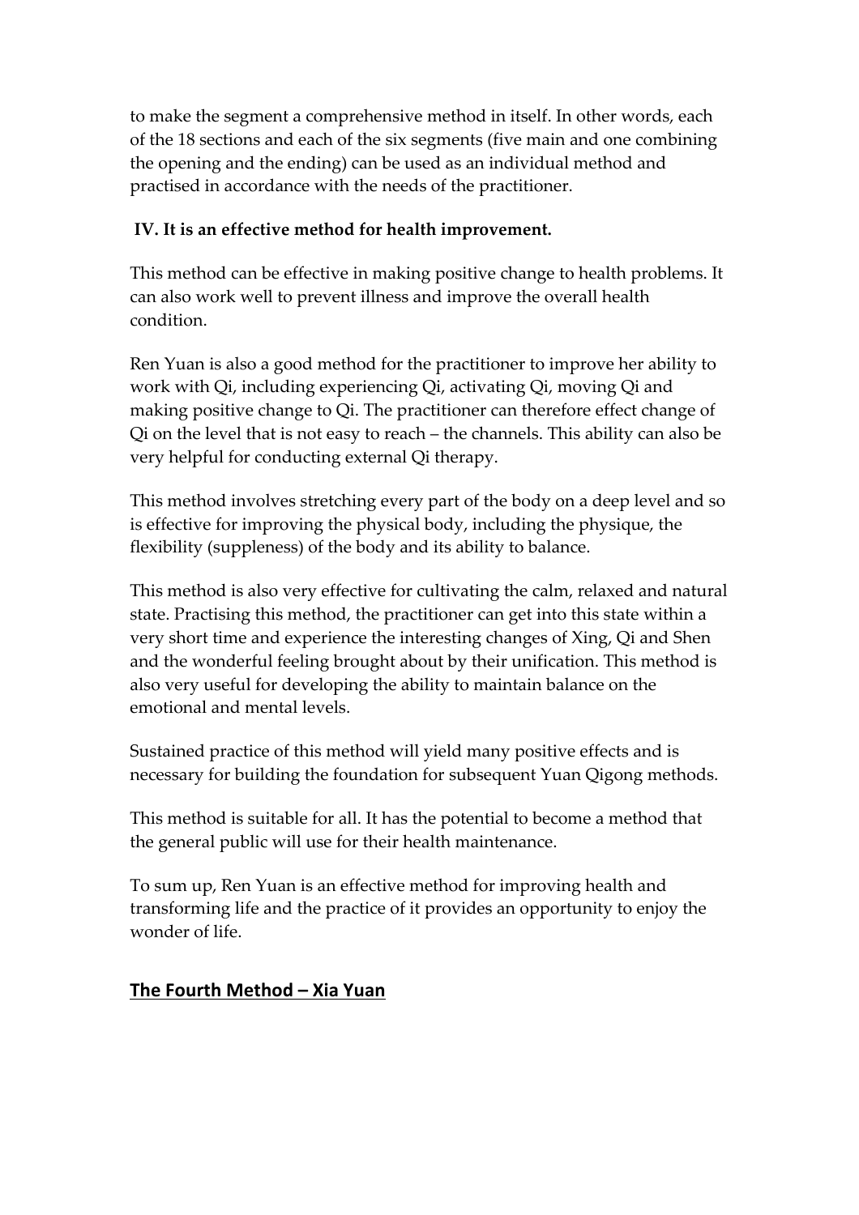to make the segment a comprehensive method in itself. In other words, each of the 18 sections and each of the six segments (five main and one combining the opening and the ending) can be used as an individual method and practised in accordance with the needs of the practitioner.

**IV. It is an effective method for health improvement.**

This method can be effective in making positive change to health problems. It can also work well to prevent illness and improve the overall health condition.

Ren Yuan is also a good method for the practitioner to improve her ability to work with Qi, including experiencing Qi, activating Qi, moving Qi and making positive change to Qi. The practitioner can therefore effect change of Qi on the level that is not easy to reach – the channels. This ability can also be very helpful for conducting external Qi therapy.

This method involves stretching every part of the body on a deep level and so is effective for improving the physical body, including the physique, the flexibility (suppleness) of the body and its ability to balance.

This method is also very effective for cultivating the calm, relaxed and natural state. Practising this method, the practitioner can get into this state within a very short time and experience the interesting changes of Xing, Qi and Shen and the wonderful feeling brought about by their unification. This method is also very useful for developing the ability to maintain balance on the emotional and mental levels.

Sustained practice of this method will yield many positive effects and is necessary for building the foundation for subsequent Yuan Qigong methods.

This method is suitable for all. It has the potential to become a method that the general public will use for their health maintenance.

To sum up, Ren Yuan is an effective method for improving health and transforming life and the practice of it provides an opportunity to enjoy the wonder of life.

## The Fourth Method – Xia Yuan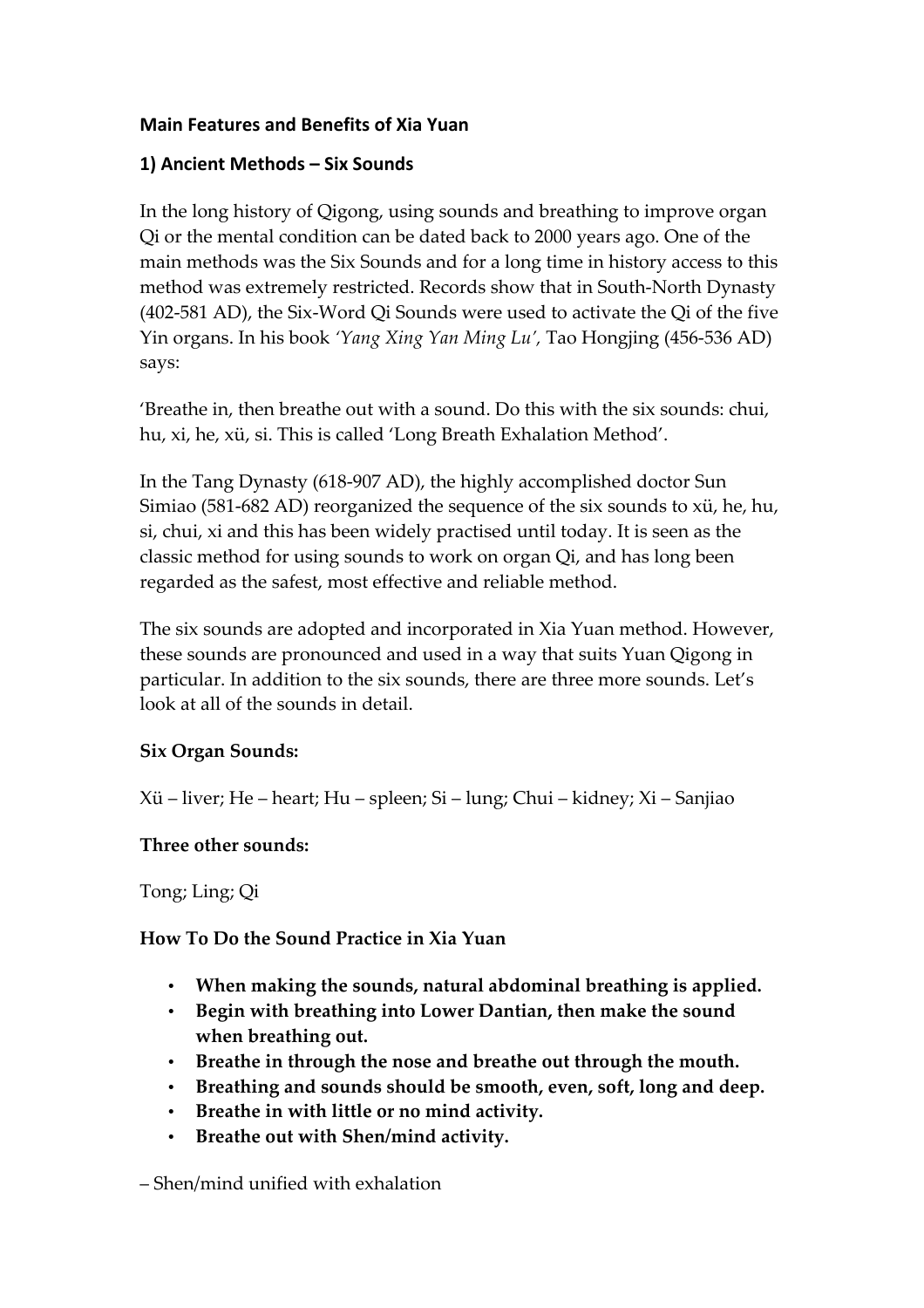**Main Features and Benefits of Xia Yuan**

**1) Ancient Methods – Six Sounds**

In the long history of Qigong, using sounds and breathing to improve organ Qi or the mental condition can be dated back to 2000 years ago. One of the main methods was the Six Sounds and for a long time in history access to this method was extremely restricted. Records show that in South-North Dynasty (402-581 AD), the Six-Word Qi Sounds were used to activate the Qi of the five Yin organs. In his book *'Yang Xing Yan Ming Lu',* Tao Hongjing (456-536 AD) says:

'Breathe in, then breathe out with a sound. Do this with the six sounds: chui, hu, xi, he, xü, si. This is called 'Long Breath Exhalation Method'.

In the Tang Dynasty (618-907 AD), the highly accomplished doctor Sun Simiao (581-682 AD) reorganized the sequence of the six sounds to xü, he, hu, si, chui, xi and this has been widely practised until today. It is seen as the classic method for using sounds to work on organ Qi, and has long been regarded as the safest, most effective and reliable method.

The six sounds are adopted and incorporated in Xia Yuan method. However, these sounds are pronounced and used in a way that suits Yuan Qigong in particular. In addition to the six sounds, there are three more sounds. Let's look at all of the sounds in detail.

**Six Organ Sounds:**

Xü – liver; He – heart; Hu – spleen; Si – lung; Chui – kidney; Xi – Sanjiao

**Three other sounds:**

Tong; Ling; Qi

**How To Do the Sound Practice in Xia Yuan**

- **When making the sounds, natural abdominal breathing is applied.**
- **Begin with breathing into Lower Dantian, then make the sound when breathing out.**
- **Breathe in through the nose and breathe out through the mouth.**
- **Breathing and sounds should be smooth, even, soft, long and deep.**
- **Breathe in with little or no mind activity.**
- **Breathe out with Shen/mind activity.**

– Shen/mind unified with exhalation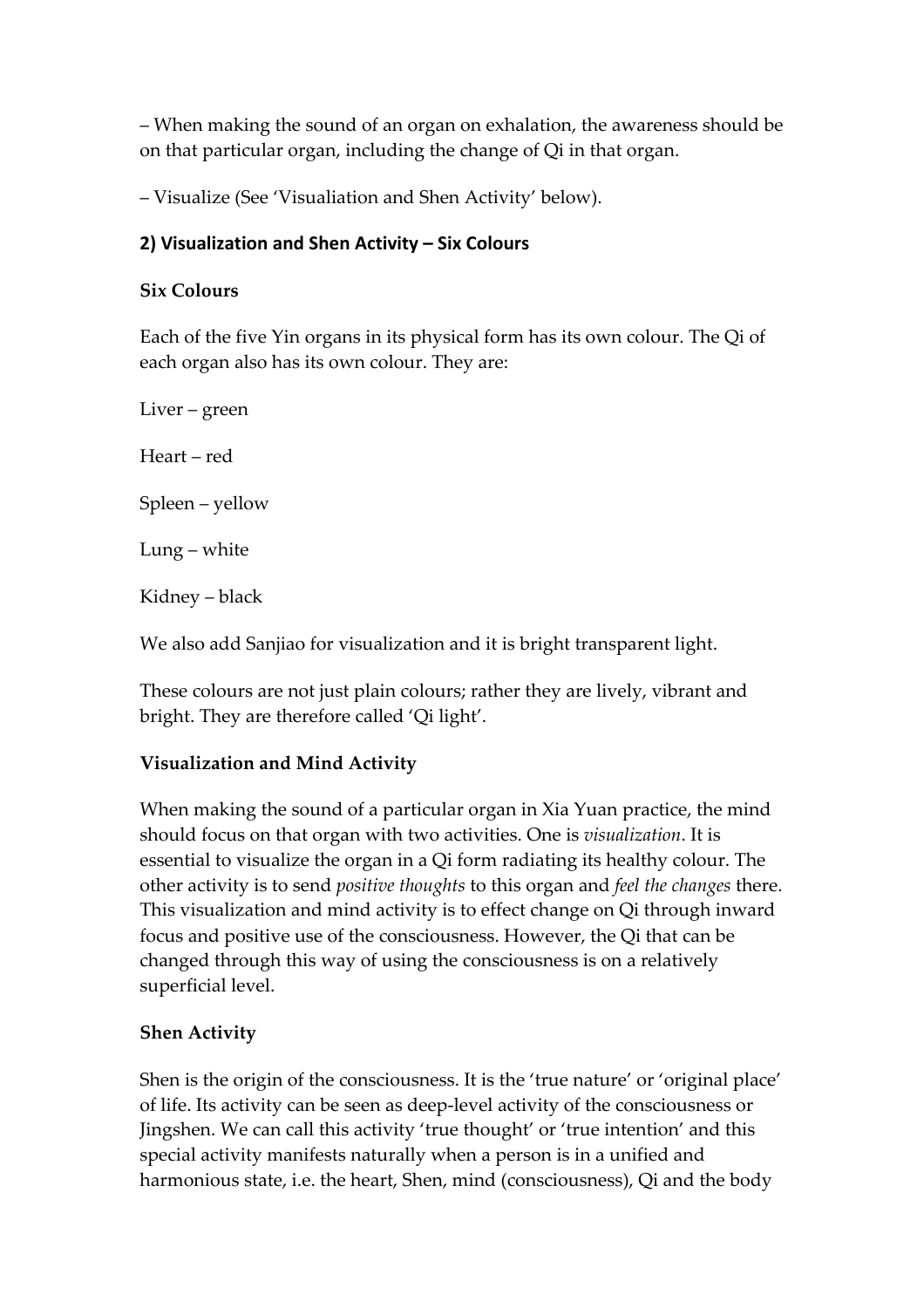– When making the sound of an organ on exhalation, the awareness should be on that particular organ, including the change of Qi in that organ.

– Visualize (See 'Visualiation and Shen Activity' below).

### 2) Visualization and Shen Activity – Six Colours

#### Six Colours

Each of the five Yin organs in its physical form has its own colour. The Qi of each organ also has its own colour. They are:

Liver – green

Heart – red

Spleen – yellow

Lung – white

Kidney – black

We also add Sanjiao for visualization and it is bright transparent light.

These colours are not just plain colours; rather they are lively, vibrant and bright. They are therefore called 'Qi light'.

#### Visualization and Mind Activity

When making the sound of a particular organ in Xia Yuan practice, the mind should focus on that organ with two activities. One is *visualization*. It is essential to visualize the organ in a Qi form radiating its healthy colour. The other activity is to send *positive thoughts* to this organ and *feel the changes* there. This visualization and mind activity is to effect change on Qi through inward focus and positive use of the consciousness. However, the Qi that can be changed through this way of using the consciousness is on a relatively superficial level.

#### Shen Activity

Shen is the origin of the consciousness. It is the 'true nature' or 'original place' of life. Its activity can be seen as deep-level activity of the consciousness or Jingshen. We can call this activity 'true thought' or 'true intention' and this special activity manifests naturally when a person is in a unified and harmonious state, i.e. the heart, Shen, mind (consciousness), Qi and the body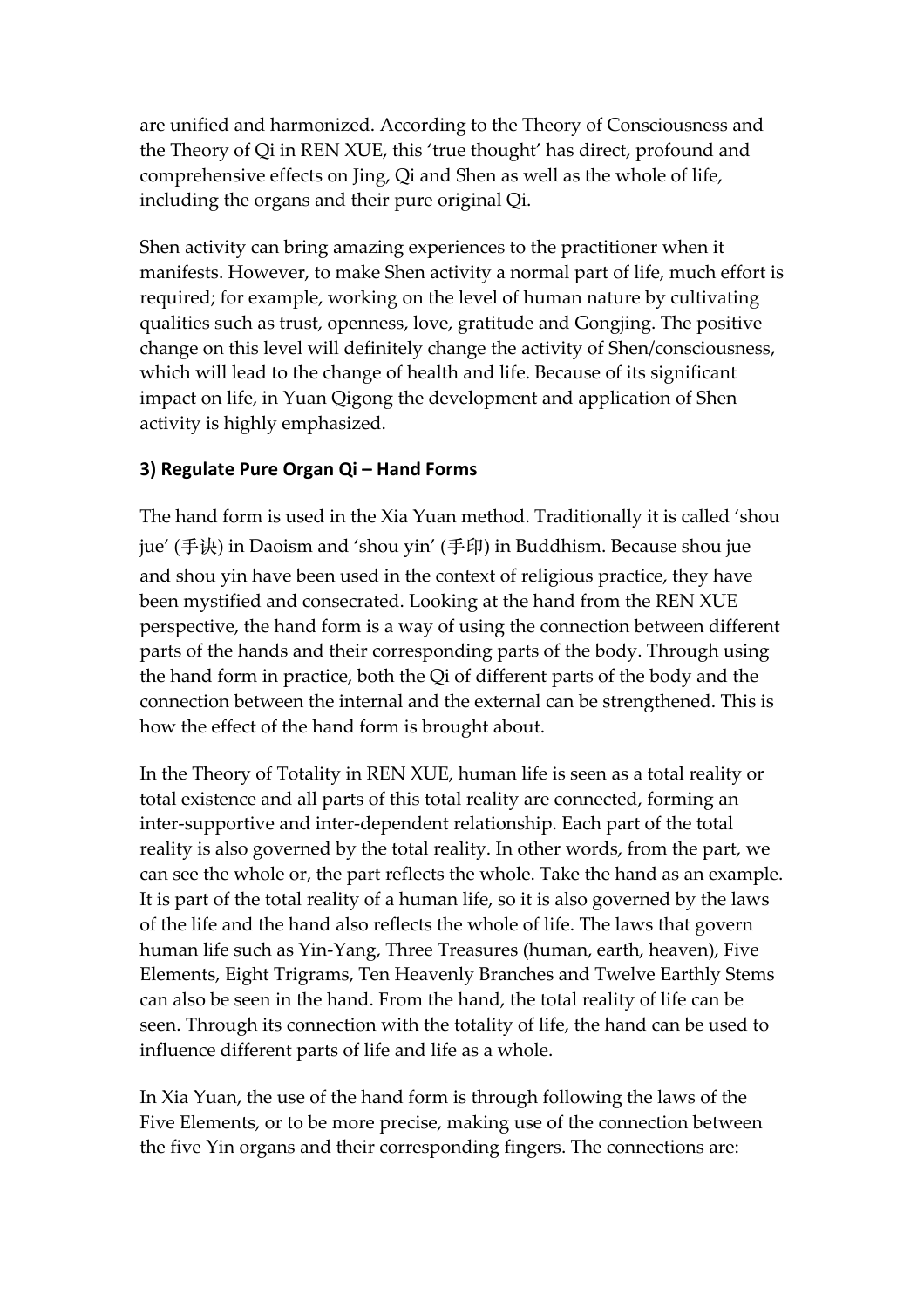are unified and harmonized. According to the Theory of Consciousness and the Theory of Qi in REN XUE, this 'true thought' has direct, profound and comprehensive effects on Jing, Qi and Shen as well as the whole of life, including the organs and their pure original Qi.

Shen activity can bring amazing experiences to the practitioner when it manifests. However, to make Shen activity a normal part of life, much effort is required; for example, working on the level of human nature by cultivating qualities such as trust, openness, love, gratitude and Gongjing. The positive change on this level will definitely change the activity of Shen/consciousness, which will lead to the change of health and life. Because of its significant impact on life, in Yuan Qigong the development and application of Shen activity is highly emphasized.

### 3) Regulate Pure Organ Qi – Hand Forms

The hand form is used in the Xia Yuan method. Traditionally it is called 'shou jue' (手诀) in Daoism and 'shou yin' (手印) in Buddhism. Because shou jue and shou yin have been used in the context of religious practice, they have been mystified and consecrated. Looking at the hand from the REN XUE perspective, the hand form is a way of using the connection between different parts of the hands and their corresponding parts of the body. Through using the hand form in practice, both the Qi of different parts of the body and the connection between the internal and the external can be strengthened. This is how the effect of the hand form is brought about.

In the Theory of Totality in REN XUE, human life is seen as a total reality or total existence and all parts of this total reality are connected, forming an inter-supportive and inter-dependent relationship. Each part of the total reality is also governed by the total reality. In other words, from the part, we can see the whole or, the part reflects the whole. Take the hand as an example. It is part of the total reality of a human life, so it is also governed by the laws of the life and the hand also reflects the whole of life. The laws that govern human life such as Yin-Yang, Three Treasures (human, earth, heaven), Five Elements, Eight Trigrams, Ten Heavenly Branches and Twelve Earthly Stems can also be seen in the hand. From the hand, the total reality of life can be seen. Through its connection with the totality of life, the hand can be used to influence different parts of life and life as a whole.

In Xia Yuan, the use of the hand form is through following the laws of the Five Elements, or to be more precise, making use of the connection between the five Yin organs and their corresponding fingers. The connections are: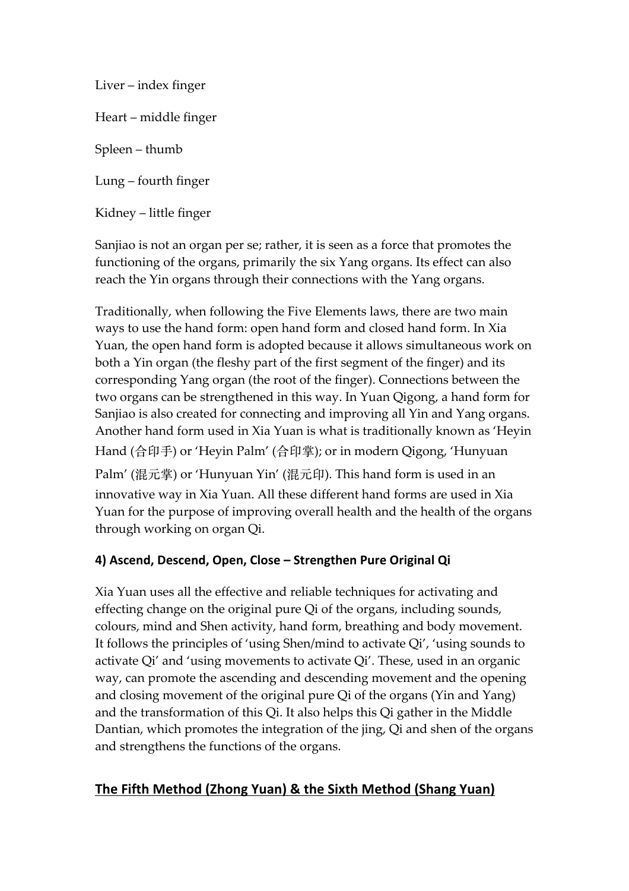Liver – index finger

Heart – middle finger

Spleen – thumb

Lung – fourth finger

Kidney – little finger

Sanjiao is not an organ per se; rather, it is seen as a force that promotes the functioning of the organs, primarily the six Yang organs. Its effect can also reach the Yin organs through their connections with the Yang organs.

Traditionally, when following the Five Elements laws, there are two main ways to use the hand form: open hand form and closed hand form. In Xia Yuan, the open hand form is adopted because it allows simultaneous work on both a Yin organ (the fleshy part of the first segment of the finger) and its corresponding Yang organ (the root of the finger). Connections between the two organs can be strengthened in this way. In Yuan Qigong, a hand form for Sanjiao is also created for connecting and improving all Yin and Yang organs. Another hand form used in Xia Yuan is what is traditionally known as 'Heyin Hand (合印手) or 'Heyin Palm' (合印掌); or in modern Qigong, 'Hunyuan Palm' (混元掌) or 'Hunyuan Yin' (混元印). This hand form is used in an innovative way in Xia Yuan. All these different hand forms are used in Xia Yuan for the purpose of improving overall health and the health of the organs through working on organ Qi.

#### 4) Ascend, Descend, Open, Close – Strengthen Pure Original Qi

Xia Yuan uses all the effective and reliable techniques for activating and effecting change on the original pure Qi of the organs, including sounds, colours, mind and Shen activity, hand form, breathing and body movement. It follows the principles of 'using Shen/mind to activate Qi', 'using sounds to activate Qi' and 'using movements to activate Qi'. These, used in an organic way, can promote the ascending and descending movement and the opening and closing movement of the original pure Qi of the organs (Yin and Yang) and the transformation of this Qi. It also helps this Qi gather in the Middle Dantian, which promotes the integration of the jing, Qi and shen of the organs and strengthens the functions of the organs.

## The Fifth Method (Zhong Yuan) & the Sixth Method (Shang Yuan)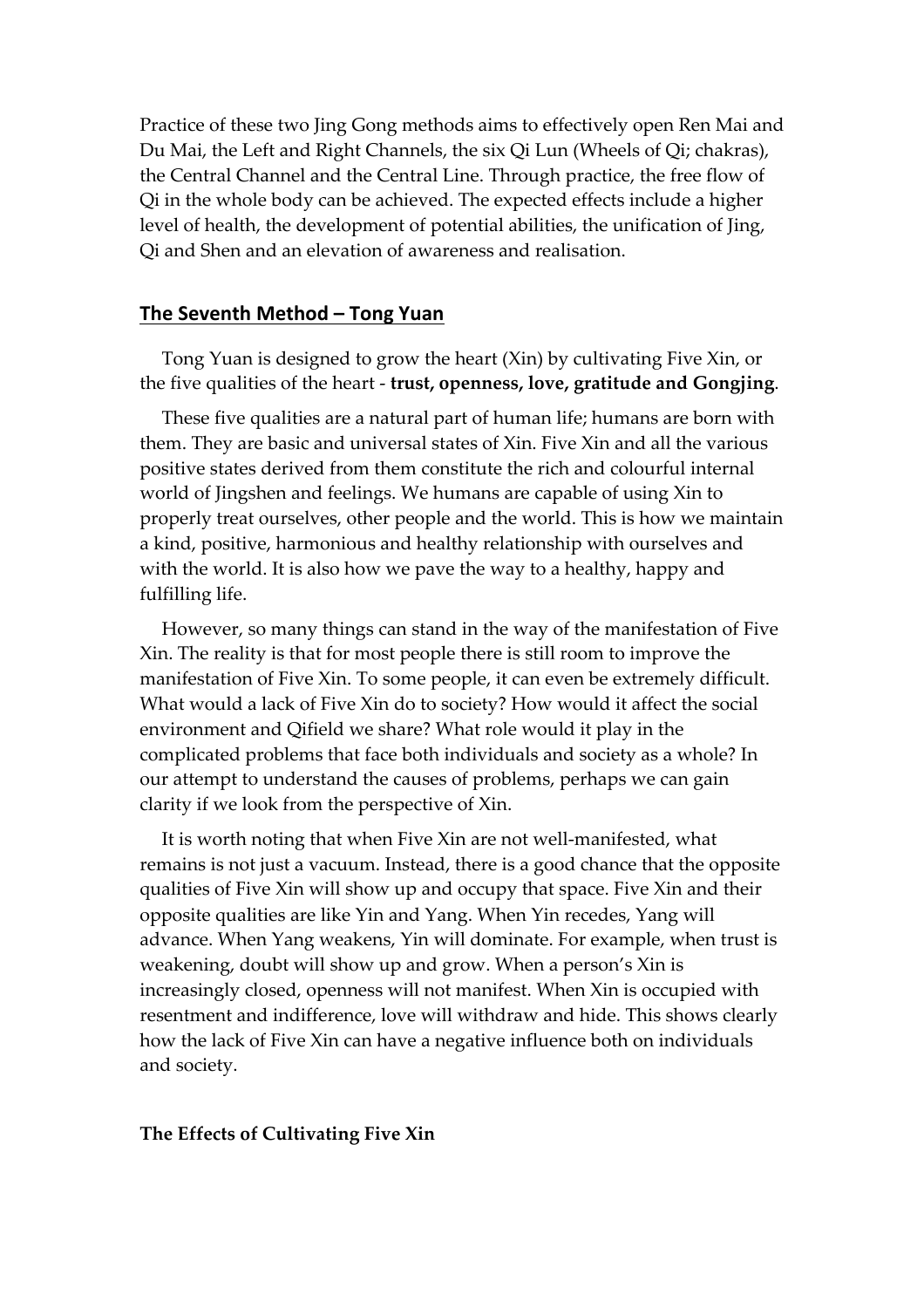Practice of these two Jing Gong methods aims to effectively open Ren Mai and Du Mai, the Left and Right Channels, the six Qi Lun (Wheels of Qi; chakras), the Central Channel and the Central Line. Through practice, the free flow of Qi in the whole body can be achieved. The expected effects include a higher level of health, the development of potential abilities, the unification of Jing, Qi and Shen and an elevation of awareness and realisation.

## The Seventh Method – Tong Yuan

Tong Yuan is designed to grow the heart (Xin) by cultivating Five Xin, or the five qualities of the heart - **trust, openness, love, gratitude and Gongjing**.

These five qualities are a natural part of human life; humans are born with them. They are basic and universal states of Xin. Five Xin and all the various positive states derived from them constitute the rich and colourful internal world of Jingshen and feelings. We humans are capable of using Xin to properly treat ourselves, other people and the world. This is how we maintain a kind, positive, harmonious and healthy relationship with ourselves and with the world. It is also how we pave the way to a healthy, happy and fulfilling life.

However, so many things can stand in the way of the manifestation of Five Xin. The reality is that for most people there is still room to improve the manifestation of Five Xin. To some people, it can even be extremely difficult. What would a lack of Five Xin do to society? How would it affect the social environment and Qifield we share? What role would it play in the complicated problems that face both individuals and society as a whole? In our attempt to understand the causes of problems, perhaps we can gain clarity if we look from the perspective of Xin.

It is worth noting that when Five Xin are not well-manifested, what remains is not just a vacuum. Instead, there is a good chance that the opposite qualities of Five Xin will show up and occupy that space. Five Xin and their opposite qualities are like Yin and Yang. When Yin recedes, Yang will advance. When Yang weakens, Yin will dominate. For example, when trust is weakening, doubt will show up and grow. When a person's Xin is increasingly closed, openness will not manifest. When Xin is occupied with resentment and indifference, love will withdraw and hide. This shows clearly how the lack of Five Xin can have a negative influence both on individuals and society.

### The Effects of Cultivating Five Xin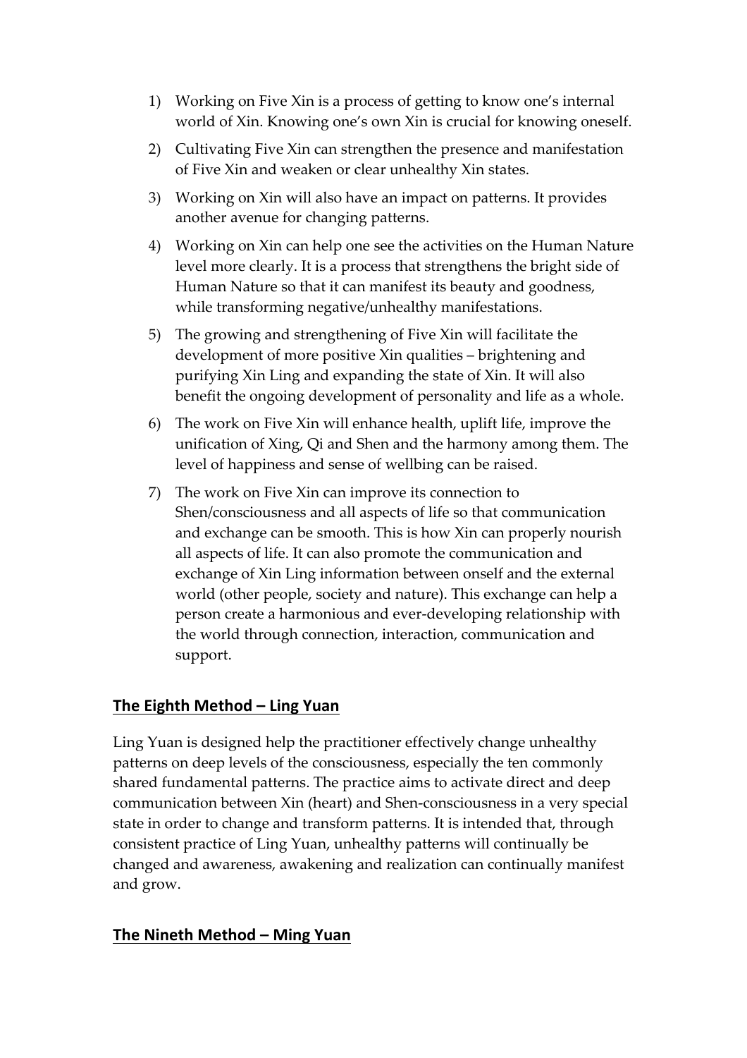1) Working on Five Xin is a process of getting to know one's internal world of Xin. Knowing one's own Xin is crucial for knowing oneself.
2) Cultivating Five Xin can strengthen the presence and manifestation of Five Xin and weaken or clear unhealthy Xin states.
3) Working on Xin will also have an impact on patterns. It provides another avenue for changing patterns.
4) Working on Xin can help one see the activities on the Human Nature level more clearly. It is a process that strengthens the bright side of Human Nature so that it can manifest its beauty and goodness, while transforming negative/unhealthy manifestations.
5) The growing and strengthening of Five Xin will facilitate the development of more positive Xin qualities – brightening and purifying Xin Ling and expanding the state of Xin. It will also benefit the ongoing development of personality and life as a whole.
6) The work on Five Xin will enhance health, uplift life, improve the unification of Xing, Qi and Shen and the harmony among them. The level of happiness and sense of wellbing can be raised.
7) The work on Five Xin can improve its connection to Shen/consciousness and all aspects of life so that communication and exchange can be smooth. This is how Xin can properly nourish all aspects of life. It can also promote the communication and exchange of Xin Ling information between onself and the external world (other people, society and nature). This exchange can help a person create a harmonious and ever-developing relationship with the world through connection, interaction, communication and support.

## The Eighth Method – Ling Yuan

Ling Yuan is designed help the practitioner effectively change unhealthy patterns on deep levels of the consciousness, especially the ten commonly shared fundamental patterns. The practice aims to activate direct and deep communication between Xin (heart) and Shen-consciousness in a very special state in order to change and transform patterns. It is intended that, through consistent practice of Ling Yuan, unhealthy patterns will continually be changed and awareness, awakening and realization can continually manifest and grow.

## The Nineth Method – Ming Yuan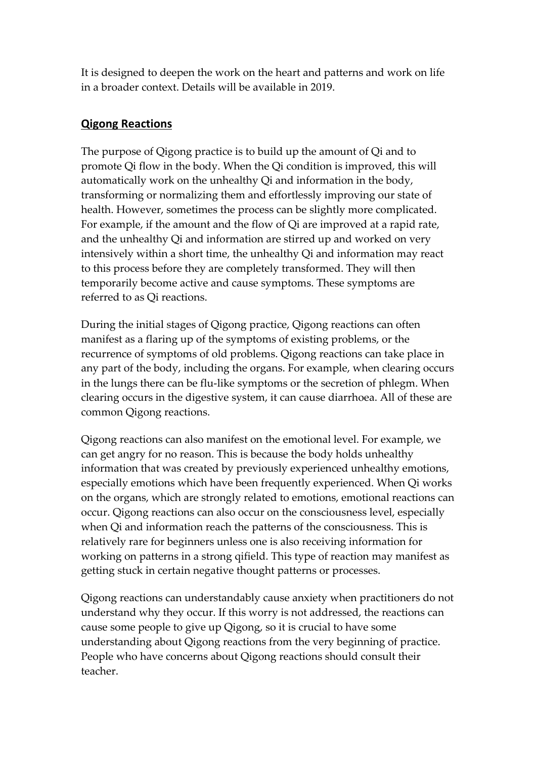It is designed to deepen the work on the heart and patterns and work on life in a broader context. Details will be available in 2019.

## Qigong Reactions

The purpose of Qigong practice is to build up the amount of Qi and to promote Qi flow in the body. When the Qi condition is improved, this will automatically work on the unhealthy Qi and information in the body, transforming or normalizing them and effortlessly improving our state of health. However, sometimes the process can be slightly more complicated. For example, if the amount and the flow of Qi are improved at a rapid rate, and the unhealthy Qi and information are stirred up and worked on very intensively within a short time, the unhealthy Qi and information may react to this process before they are completely transformed. They will then temporarily become active and cause symptoms. These symptoms are referred to as Qi reactions.

During the initial stages of Qigong practice, Qigong reactions can often manifest as a flaring up of the symptoms of existing problems, or the recurrence of symptoms of old problems. Qigong reactions can take place in any part of the body, including the organs. For example, when clearing occurs in the lungs there can be flu-like symptoms or the secretion of phlegm. When clearing occurs in the digestive system, it can cause diarrhoea. All of these are common Qigong reactions.

Qigong reactions can also manifest on the emotional level. For example, we can get angry for no reason. This is because the body holds unhealthy information that was created by previously experienced unhealthy emotions, especially emotions which have been frequently experienced. When Qi works on the organs, which are strongly related to emotions, emotional reactions can occur. Qigong reactions can also occur on the consciousness level, especially when Qi and information reach the patterns of the consciousness. This is relatively rare for beginners unless one is also receiving information for working on patterns in a strong qifield. This type of reaction may manifest as getting stuck in certain negative thought patterns or processes.

Qigong reactions can understandably cause anxiety when practitioners do not understand why they occur. If this worry is not addressed, the reactions can cause some people to give up Qigong, so it is crucial to have some understanding about Qigong reactions from the very beginning of practice. People who have concerns about Qigong reactions should consult their teacher.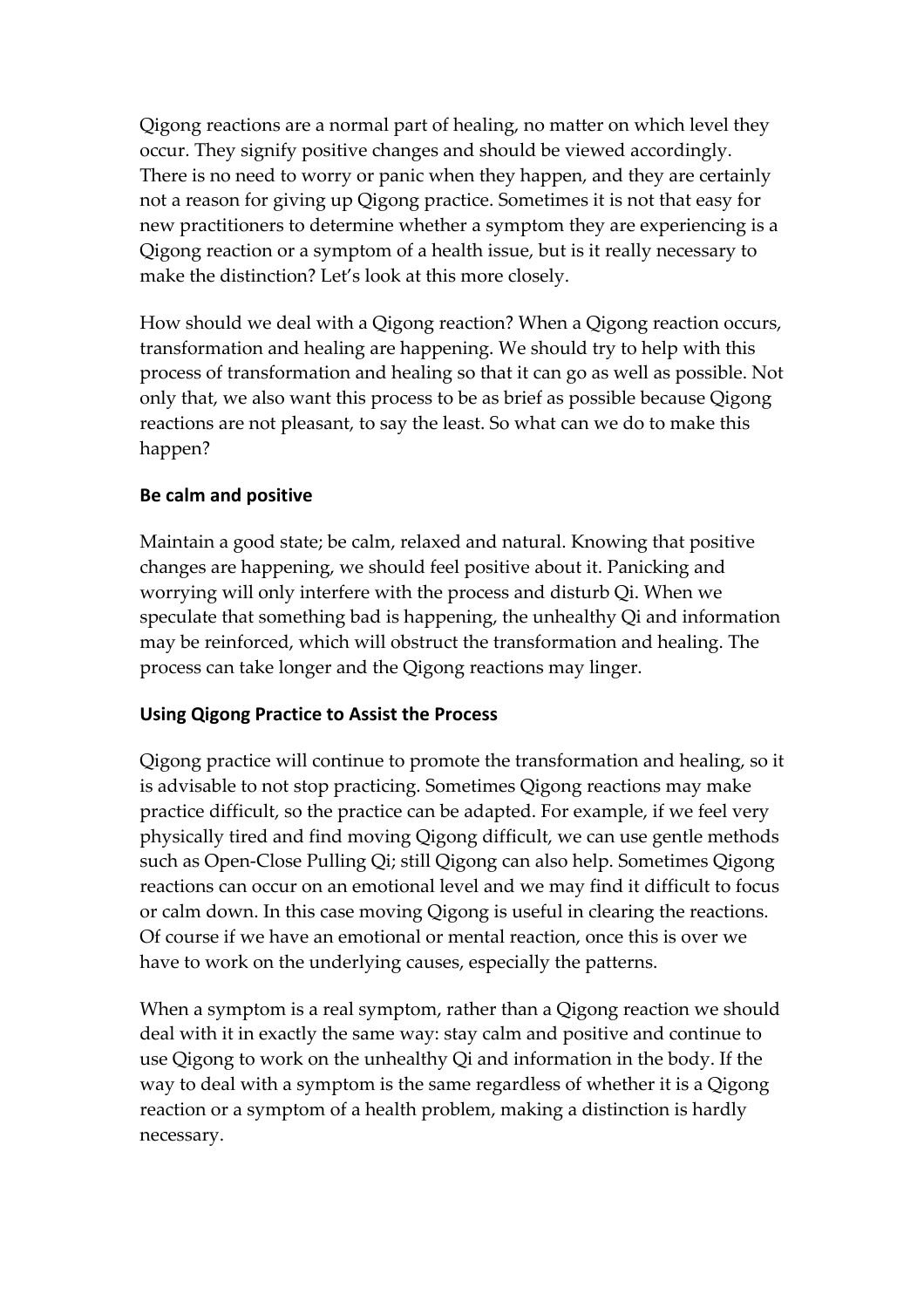Qigong reactions are a normal part of healing, no matter on which level they occur. They signify positive changes and should be viewed accordingly. There is no need to worry or panic when they happen, and they are certainly not a reason for giving up Qigong practice. Sometimes it is not that easy for new practitioners to determine whether a symptom they are experiencing is a Qigong reaction or a symptom of a health issue, but is it really necessary to make the distinction? Let's look at this more closely.

How should we deal with a Qigong reaction? When a Qigong reaction occurs, transformation and healing are happening. We should try to help with this process of transformation and healing so that it can go as well as possible. Not only that, we also want this process to be as brief as possible because Qigong reactions are not pleasant, to say the least. So what can we do to make this happen?

### Be calm and positive

Maintain a good state; be calm, relaxed and natural. Knowing that positive changes are happening, we should feel positive about it. Panicking and worrying will only interfere with the process and disturb Qi. When we speculate that something bad is happening, the unhealthy Qi and information may be reinforced, which will obstruct the transformation and healing. The process can take longer and the Qigong reactions may linger.

### Using Qigong Practice to Assist the Process

Qigong practice will continue to promote the transformation and healing, so it is advisable to not stop practicing. Sometimes Qigong reactions may make practice difficult, so the practice can be adapted. For example, if we feel very physically tired and find moving Qigong difficult, we can use gentle methods such as Open-Close Pulling Qi; still Qigong can also help. Sometimes Qigong reactions can occur on an emotional level and we may find it difficult to focus or calm down. In this case moving Qigong is useful in clearing the reactions. Of course if we have an emotional or mental reaction, once this is over we have to work on the underlying causes, especially the patterns.

When a symptom is a real symptom, rather than a Qigong reaction we should deal with it in exactly the same way: stay calm and positive and continue to use Qigong to work on the unhealthy Qi and information in the body. If the way to deal with a symptom is the same regardless of whether it is a Qigong reaction or a symptom of a health problem, making a distinction is hardly necessary.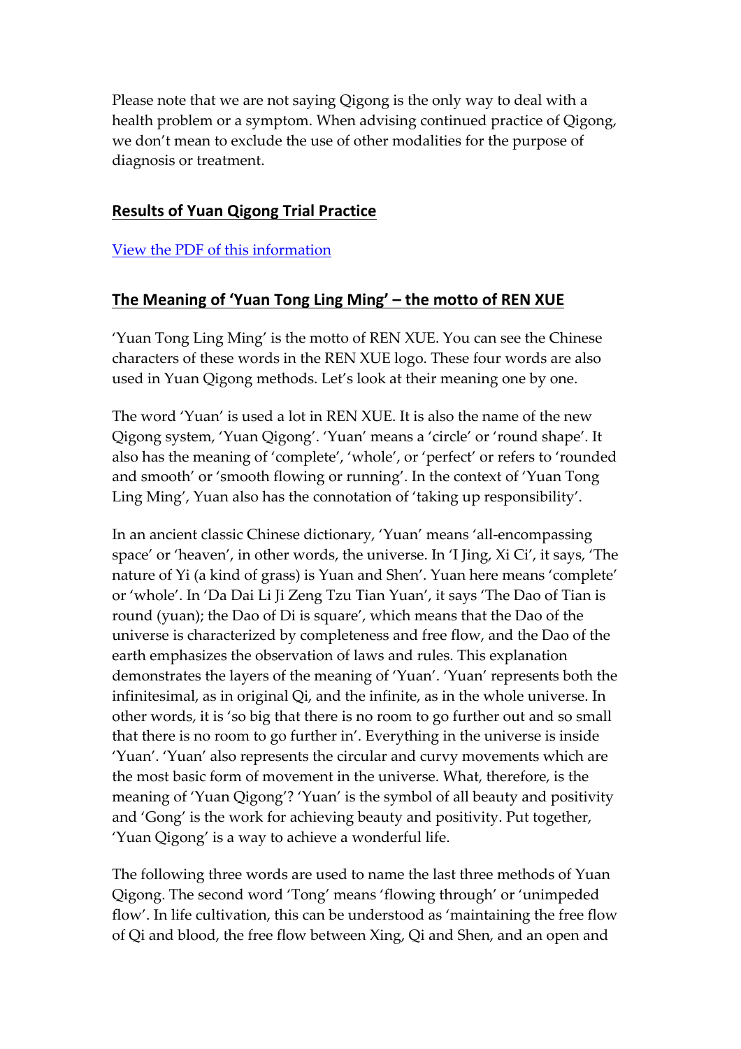Please note that we are not saying Qigong is the only way to deal with a health problem or a symptom. When advising continued practice of Qigong, we don't mean to exclude the use of other modalities for the purpose of diagnosis or treatment.

## Results of Yuan Qigong Trial Practice

View the PDF of this information

## The Meaning of 'Yuan Tong Ling Ming' – the motto of REN XUE

'Yuan Tong Ling Ming' is the motto of REN XUE. You can see the Chinese characters of these words in the REN XUE logo. These four words are also used in Yuan Qigong methods. Let's look at their meaning one by one.

The word 'Yuan' is used a lot in REN XUE. It is also the name of the new Qigong system, 'Yuan Qigong'. 'Yuan' means a 'circle' or 'round shape'. It also has the meaning of 'complete', 'whole', or 'perfect' or refers to 'rounded and smooth' or 'smooth flowing or running'. In the context of 'Yuan Tong Ling Ming', Yuan also has the connotation of 'taking up responsibility'.

In an ancient classic Chinese dictionary, 'Yuan' means 'all-encompassing space' or 'heaven', in other words, the universe. In 'I Jing, Xi Ci', it says, 'The nature of Yi (a kind of grass) is Yuan and Shen'. Yuan here means 'complete' or 'whole'. In 'Da Dai Li Ji Zeng Tzu Tian Yuan', it says 'The Dao of Tian is round (yuan); the Dao of Di is square', which means that the Dao of the universe is characterized by completeness and free flow, and the Dao of the earth emphasizes the observation of laws and rules. This explanation demonstrates the layers of the meaning of 'Yuan'. 'Yuan' represents both the infinitesimal, as in original Qi, and the infinite, as in the whole universe. In other words, it is 'so big that there is no room to go further out and so small that there is no room to go further in'. Everything in the universe is inside 'Yuan'. 'Yuan' also represents the circular and curvy movements which are the most basic form of movement in the universe. What, therefore, is the meaning of 'Yuan Qigong'? 'Yuan' is the symbol of all beauty and positivity and 'Gong' is the work for achieving beauty and positivity. Put together, 'Yuan Qigong' is a way to achieve a wonderful life.

The following three words are used to name the last three methods of Yuan Qigong. The second word 'Tong' means 'flowing through' or 'unimpeded flow'. In life cultivation, this can be understood as 'maintaining the free flow of Qi and blood, the free flow between Xing, Qi and Shen, and an open and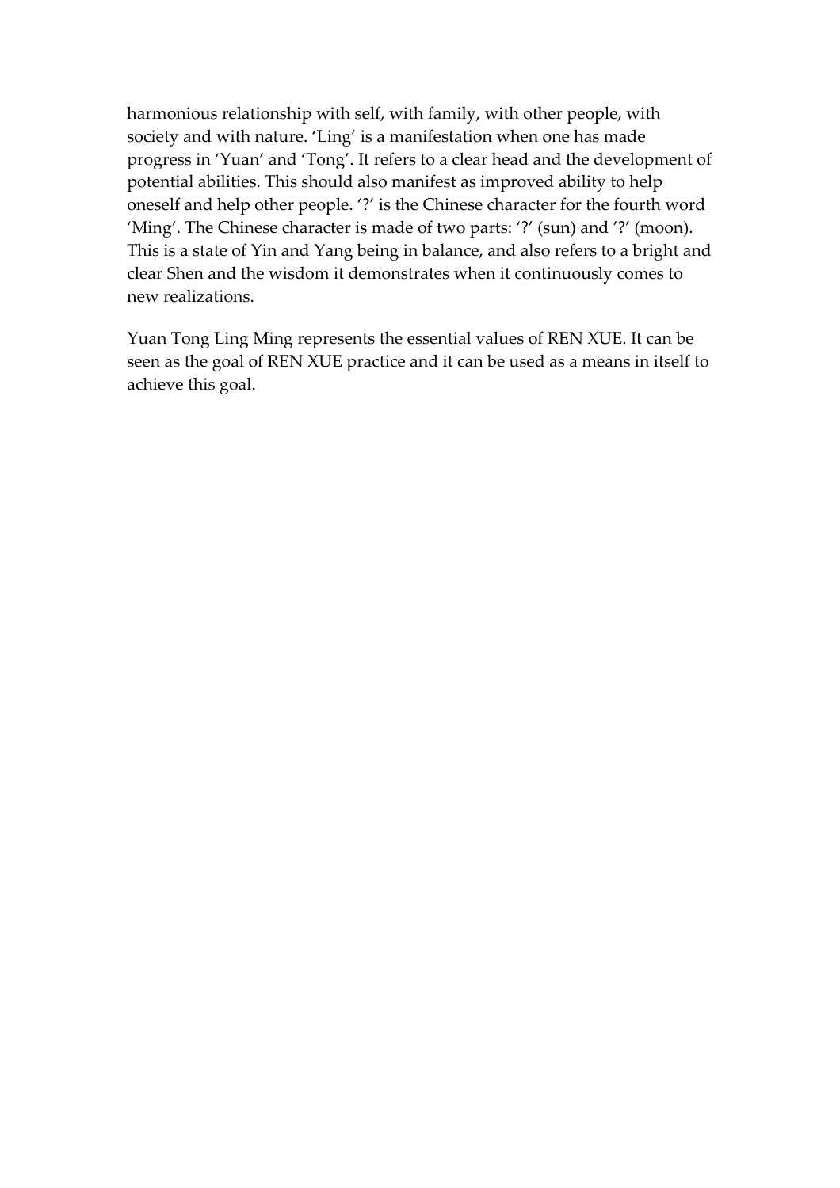harmonious relationship with self, with family, with other people, with society and with nature. 'Ling' is a manifestation when one has made progress in 'Yuan' and 'Tong'. It refers to a clear head and the development of potential abilities. This should also manifest as improved ability to help oneself and help other people. '?' is the Chinese character for the fourth word 'Ming'. The Chinese character is made of two parts: '?' (sun) and '?' (moon). This is a state of Yin and Yang being in balance, and also refers to a bright and clear Shen and the wisdom it demonstrates when it continuously comes to new realizations.

Yuan Tong Ling Ming represents the essential values of REN XUE. It can be seen as the goal of REN XUE practice and it can be used as a means in itself to achieve this goal.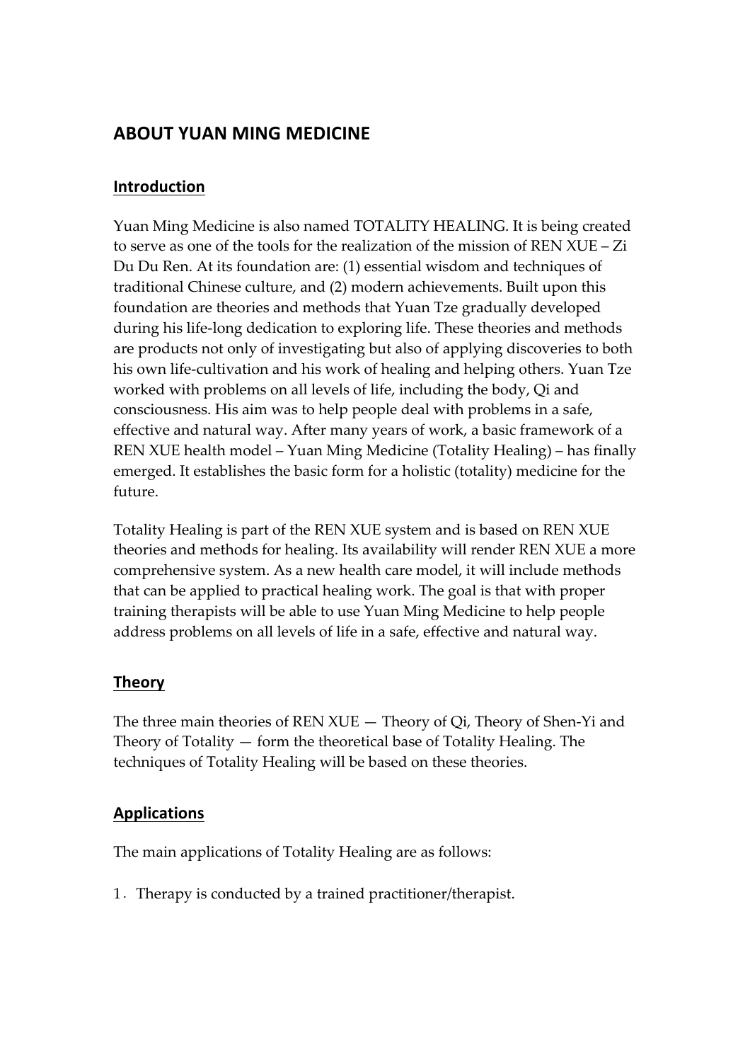## ABOUT YUAN MING MEDICINE

### Introduction

Yuan Ming Medicine is also named TOTALITY HEALING. It is being created to serve as one of the tools for the realization of the mission of REN XUE – Zi Du Du Ren. At its foundation are: (1) essential wisdom and techniques of traditional Chinese culture, and (2) modern achievements. Built upon this foundation are theories and methods that Yuan Tze gradually developed during his life-long dedication to exploring life. These theories and methods are products not only of investigating but also of applying discoveries to both his own life-cultivation and his work of healing and helping others. Yuan Tze worked with problems on all levels of life, including the body, Qi and consciousness. His aim was to help people deal with problems in a safe, effective and natural way. After many years of work, a basic framework of a REN XUE health model – Yuan Ming Medicine (Totality Healing) – has finally emerged. It establishes the basic form for a holistic (totality) medicine for the future.

Totality Healing is part of the REN XUE system and is based on REN XUE theories and methods for healing. Its availability will render REN XUE a more comprehensive system. As a new health care model, it will include methods that can be applied to practical healing work. The goal is that with proper training therapists will be able to use Yuan Ming Medicine to help people address problems on all levels of life in a safe, effective and natural way.

### Theory

The three main theories of REN XUE — Theory of Qi, Theory of Shen-Yi and Theory of Totality — form the theoretical base of Totality Healing. The techniques of Totality Healing will be based on these theories.

### Applications

The main applications of Totality Healing are as follows:

1. Therapy is conducted by a trained practitioner/therapist.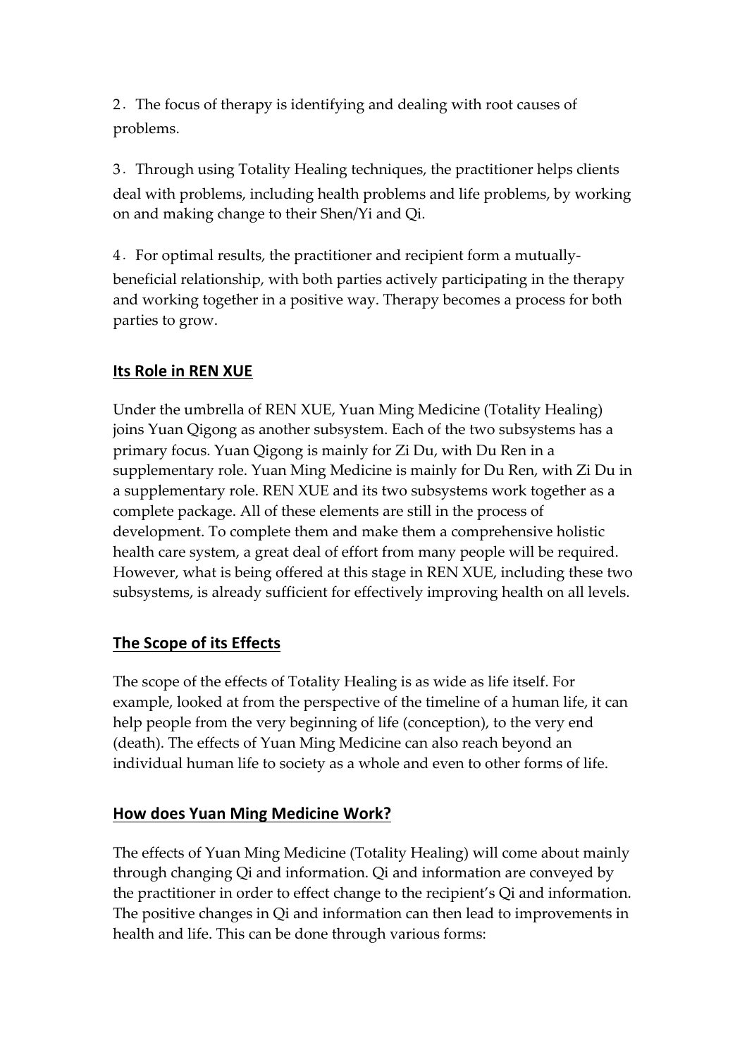2．The focus of therapy is identifying and dealing with root causes of problems.

3．Through using Totality Healing techniques, the practitioner helps clients deal with problems, including health problems and life problems, by working on and making change to their Shen/Yi and Qi.

4．For optimal results, the practitioner and recipient form a mutually-beneficial relationship, with both parties actively participating in the therapy and working together in a positive way. Therapy becomes a process for both parties to grow.

## Its Role in REN XUE

Under the umbrella of REN XUE, Yuan Ming Medicine (Totality Healing) joins Yuan Qigong as another subsystem. Each of the two subsystems has a primary focus. Yuan Qigong is mainly for Zi Du, with Du Ren in a supplementary role. Yuan Ming Medicine is mainly for Du Ren, with Zi Du in a supplementary role. REN XUE and its two subsystems work together as a complete package. All of these elements are still in the process of development. To complete them and make them a comprehensive holistic health care system, a great deal of effort from many people will be required. However, what is being offered at this stage in REN XUE, including these two subsystems, is already sufficient for effectively improving health on all levels.

## The Scope of its Effects

The scope of the effects of Totality Healing is as wide as life itself. For example, looked at from the perspective of the timeline of a human life, it can help people from the very beginning of life (conception), to the very end (death). The effects of Yuan Ming Medicine can also reach beyond an individual human life to society as a whole and even to other forms of life.

## How does Yuan Ming Medicine Work?

The effects of Yuan Ming Medicine (Totality Healing) will come about mainly through changing Qi and information. Qi and information are conveyed by the practitioner in order to effect change to the recipient's Qi and information. The positive changes in Qi and information can then lead to improvements in health and life. This can be done through various forms: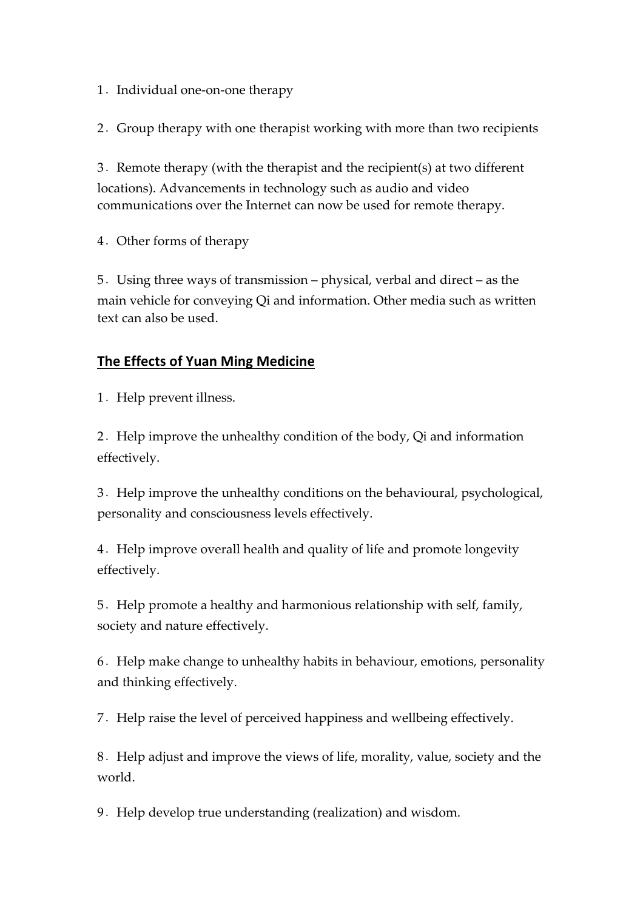1. Individual one-on-one therapy

2. Group therapy with one therapist working with more than two recipients

3. Remote therapy (with the therapist and the recipient(s) at two different locations). Advancements in technology such as audio and video communications over the Internet can now be used for remote therapy.

4. Other forms of therapy

5. Using three ways of transmission – physical, verbal and direct – as the main vehicle for conveying Qi and information. Other media such as written text can also be used.

## The Effects of Yuan Ming Medicine

1. Help prevent illness.

2. Help improve the unhealthy condition of the body, Qi and information effectively.

3. Help improve the unhealthy conditions on the behavioural, psychological, personality and consciousness levels effectively.

4. Help improve overall health and quality of life and promote longevity effectively.

5. Help promote a healthy and harmonious relationship with self, family, society and nature effectively.

6. Help make change to unhealthy habits in behaviour, emotions, personality and thinking effectively.

7. Help raise the level of perceived happiness and wellbeing effectively.

8. Help adjust and improve the views of life, morality, value, society and the world.

9. Help develop true understanding (realization) and wisdom.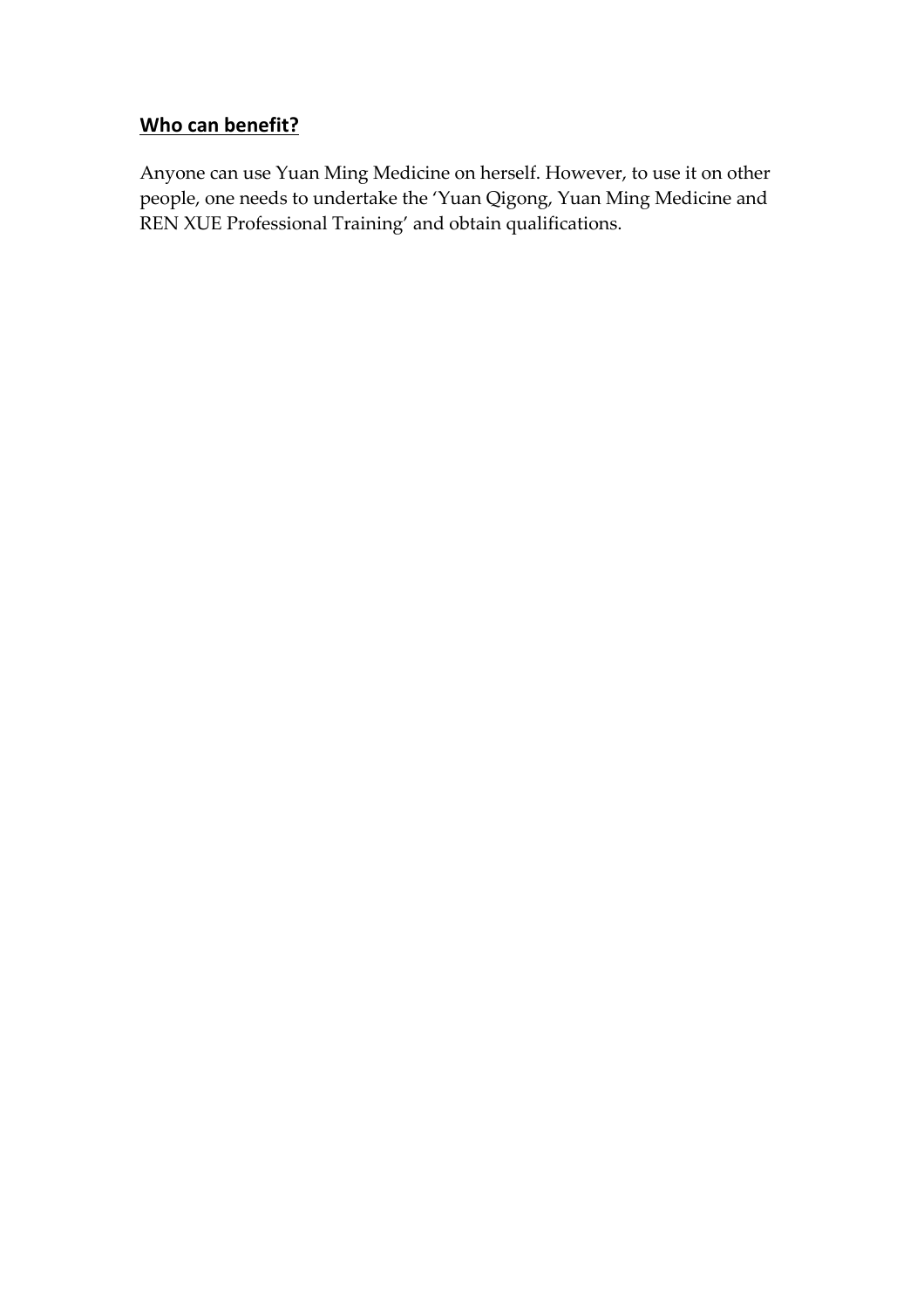## Who can benefit?

Anyone can use Yuan Ming Medicine on herself. However, to use it on other people, one needs to undertake the 'Yuan Qigong, Yuan Ming Medicine and REN XUE Professional Training' and obtain qualifications.